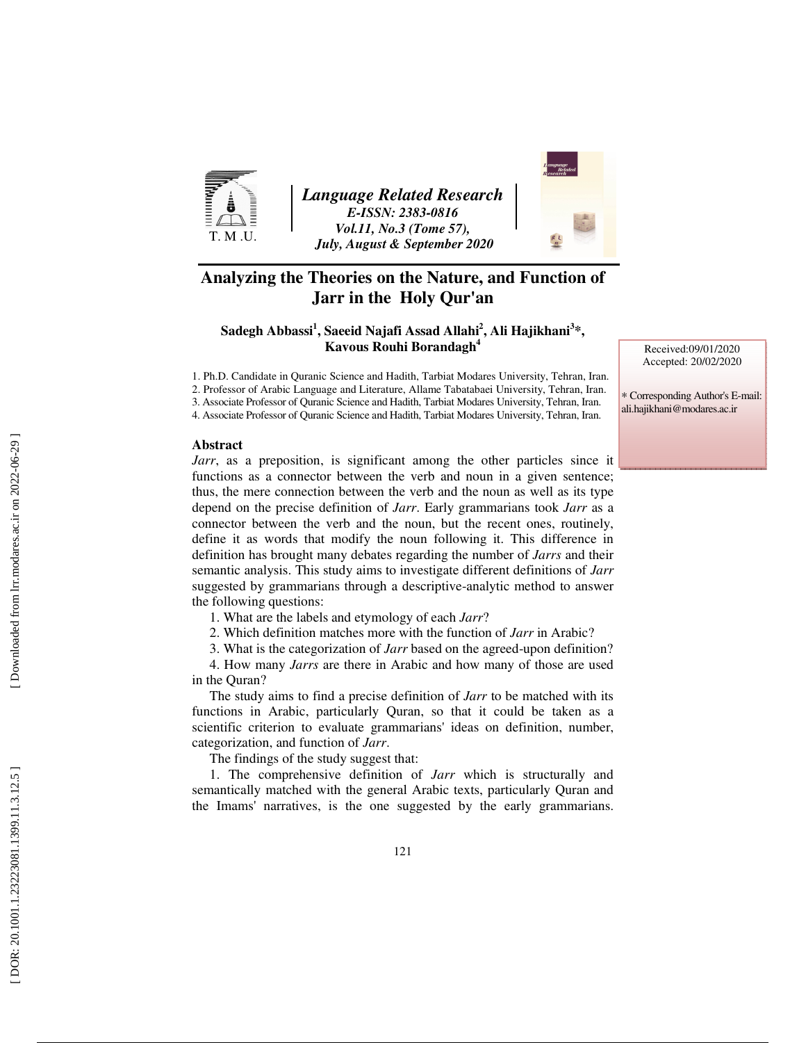Language Related Research
E-ISSN: 2383-0816
Vol.11, No.3 (Tome 57),
July, August & September 2020

# Analyzing the Theories on the Nature, and Function of Jarr in the Holy Qur'an

**Sadegh Abbassi[1], Saeeid Najafi Assad Allahi[2], Ali Hajikhani[3]*, Kavous Rouhi Borandagh[4]**

1. Ph.D. Candidate in Quranic Science and Hadith, Tarbiat Modares University, Tehran, Iran.
2. Professor of Arabic Language and Literature, Allame Tabatabaei University, Tehran, Iran.
3. Associate Professor of Quranic Science and Hadith, Tarbiat Modares University, Tehran, Iran.
4. Associate Professor of Quranic Science and Hadith, Tarbiat Modares University, Tehran, Iran.

Received:09/01/2020
Accepted: 20/02/2020

* Corresponding Author's E-mail: ali.hajikhani@modares.ac.ir

## Abstract

*Jarr*, as a preposition, is significant among the other particles since it functions as a connector between the verb and noun in a given sentence; thus, the mere connection between the verb and the noun as well as its type depend on the precise definition of *Jarr*. Early grammarians took *Jarr* as a connector between the verb and the noun, but the recent ones, routinely, define it as words that modify the noun following it. This difference in definition has brought many debates regarding the number of *Jarrs* and their semantic analysis. This study aims to investigate different definitions of *Jarr* suggested by grammarians through a descriptive-analytic method to answer the following questions:

1. What are the labels and etymology of each *Jarr*?
2. Which definition matches more with the function of *Jarr* in Arabic?
3. What is the categorization of *Jarr* based on the agreed-upon definition?
4. How many *Jarrs* are there in Arabic and how many of those are used in the Quran?

The study aims to find a precise definition of *Jarr* to be matched with its functions in Arabic, particularly Quran, so that it could be taken as a scientific criterion to evaluate grammarians' ideas on definition, number, categorization, and function of *Jarr*.

The findings of the study suggest that:

1. The comprehensive definition of *Jarr* which is structurally and semantically matched with the general Arabic texts, particularly Quran and the Imams' narratives, is the one suggested by the early grammarians.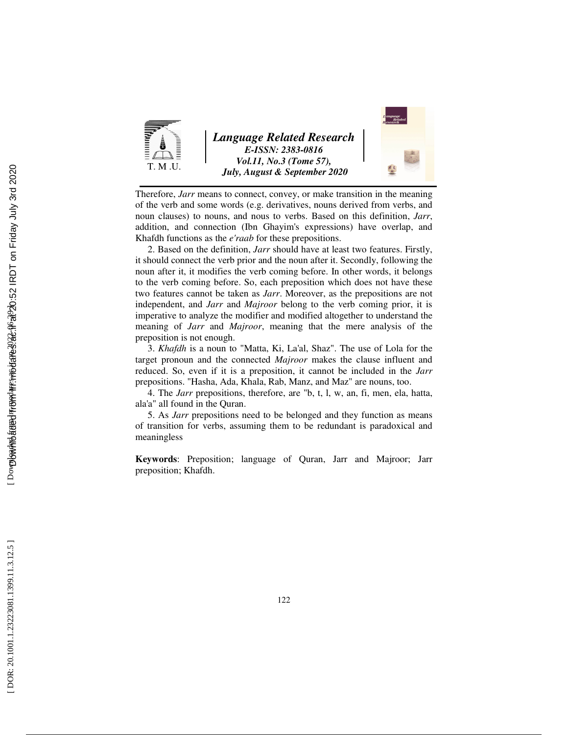Therefore, *Jarr* means to connect, convey, or make transition in the meaning of the verb and some words (e.g. derivatives, nouns derived from verbs, and noun clauses) to nouns, and nous to verbs. Based on this definition, *Jarr*, addition, and connection (Ibn Ghayim's expressions) have overlap, and Khafdh functions as the *e'raab* for these prepositions.

2. Based on the definition, *Jarr* should have at least two features. Firstly, it should connect the verb prior and the noun after it. Secondly, following the noun after it, it modifies the verb coming before. In other words, it belongs to the verb coming before. So, each preposition which does not have these two features cannot be taken as *Jarr*. Moreover, as the prepositions are not independent, and *Jarr* and *Majroor* belong to the verb coming prior, it is imperative to analyze the modifier and modified altogether to understand the meaning of *Jarr* and *Majroor*, meaning that the mere analysis of the preposition is not enough.

3. *Khafdh* is a noun to "Matta, Ki, La'al, Shaz". The use of Lola for the target pronoun and the connected *Majroor* makes the clause influent and reduced. So, even if it is a preposition, it cannot be included in the *Jarr* prepositions. "Hasha, Ada, Khala, Rab, Manz, and Maz" are nouns, too.

4. The *Jarr* prepositions, therefore, are "b, t, l, w, an, fi, men, ela, hatta, ala'a" all found in the Quran.

5. As *Jarr* prepositions need to be belonged and they function as means of transition for verbs, assuming them to be redundant is paradoxical and meaningless

**Keywords**: Preposition; language of Quran, Jarr and Majroor; Jarr preposition; Khafdh.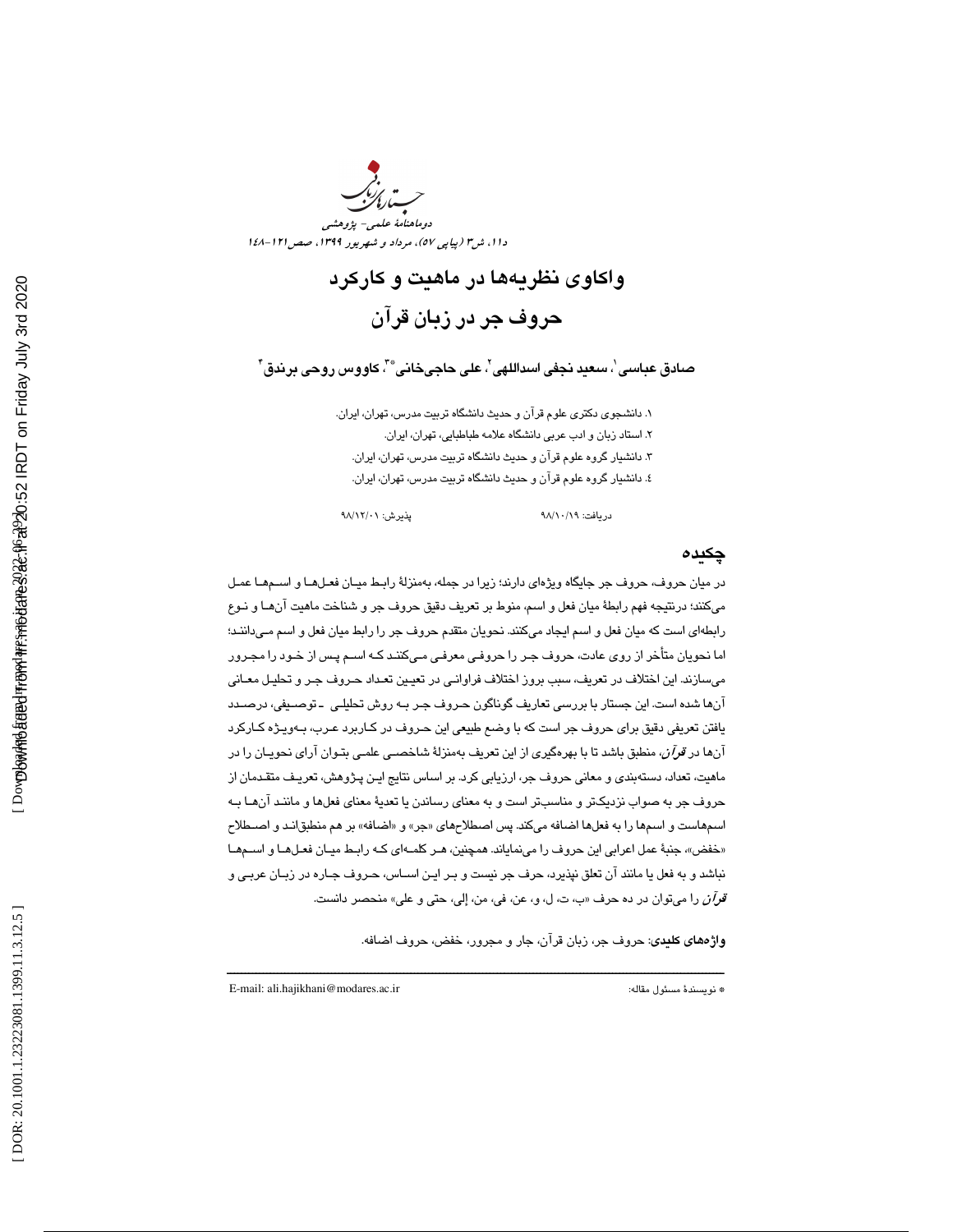# واکاوی نظریه‌ها در ماهیت و کارکرد حروف جر در زبان قرآن

**صادق عباسی[1]، سعید نجفی اسداللهی[2]، علی حاجی‌خانی[*3]، کاووس روحی برندق[4]**

۱. دانشجوی دکتری علوم قرآن و حدیث دانشگاه تربیت مدرس، تهران، ایران.
۲. استاد زبان و ادب عربی دانشگاه علامه طباطبایی، تهران، ایران.
۳. دانشیار گروه علوم قرآن و حدیث دانشگاه تربیت مدرس، تهران، ایران.
٤. دانشیار گروه علوم قرآن و حدیث دانشگاه تربیت مدرس، تهران، ایران.

دریافت: ۹۸/۱۰/۱۹ پذیرش: ۹۸/۱۲/۰۱

## چکیده

در میان حروف، حروف جر جایگاه ویژه‌ای دارند؛ زیرا در جمله، به‌منزلهٔ رابط میان فعل‌ها و اسم‌ها عمل می‌کنند؛ درنتیجه فهم رابطهٔ میان فعل و اسم، منوط بر تعریف دقیق حروف جر و شناخت ماهیت آن‌ها و نوع رابطه‌ای است که میان فعل و اسم ایجاد می‌کنند. نحویان متقدم حروف جر را رابط میان فعل و اسم می‌دانند؛ اما نحویان متأخر از روی عادت، حروف جر را حروفی معرفی می‌کنند که اسم پس از خود را مجرور می‌سازند. این اختلاف در تعریف، سبب بروز اختلاف فراوانی در تعیین تعداد حروف جر و تحلیل معانی آن‌ها شده است. این جستار با بررسی تعاریف گوناگون حروف جر به روش تحلیلی ـ توصیفی، درصدد یافتن تعریفی دقیق برای حروف جر است که با وضع طبیعی این حروف در کاربرد عرب، به‌ویژه کارکرد آن‌ها در *قرآن*، منطبق باشد تا با بهره‌گیری از این تعریف به‌منزلهٔ شاخصی علمی بتوان آرای نحویان را در ماهیت، تعداد، دسته‌بندی و معانی حروف جر، ارزیابی کرد. بر اساس نتایج این پژوهش، تعریف متقدمان از حروف جر به صواب نزدیک‌تر و مناسب‌تر است و به معنای رساندن یا تعدیهٔ معنای فعل‌ها و مانند آن‌ها به اسم‌هاست و اسم‌ها را به فعل‌ها اضافه می‌کند. پس اصطلاح‌های «جر» و «اضافه» بر هم منطبق‌اند و اصطلاح «خفض»، جنبهٔ عمل اعرابی این حروف را می‌نمایاند. همچنین، هر کلمه‌ای که رابط میان فعل‌ها و اسم‌ها نباشد و به فعل یا مانند آن تعلق نپذیرد، حرف جر نیست و بر این اساس، حروف جاره در زبان عربی و *قرآن* را می‌توان در ده حرف «ب، ت، ل، و، عن، في، من، إلی، حتی و علی» منحصر دانست.

**واژه‌های کلیدی**: حروف جر، زبان قرآن، جار و مجرور، خفض، حروف اضافه.

---

\* نویسندهٔ مسئول مقاله: E-mail: ali.hajikhani@modares.ac.ir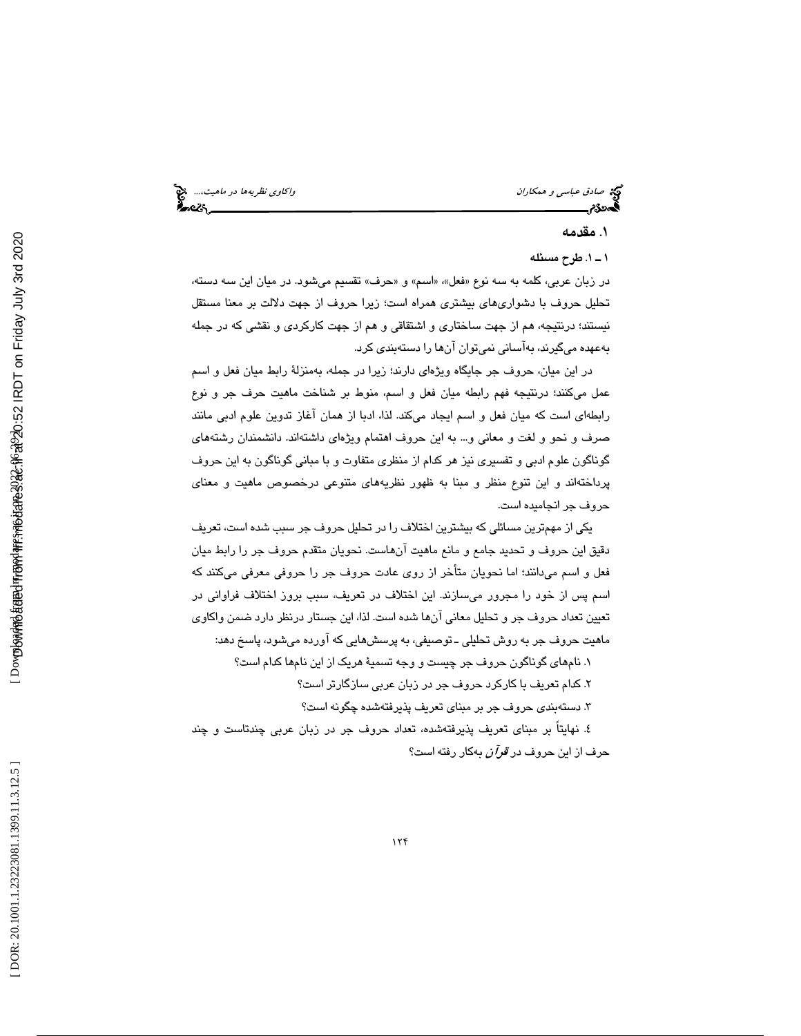## ۱. مقدمه

### ۱ـ ۱. طرح مسئله

در زبان عربی، کلمه به سه نوع «فعل»، «اسم» و «حرف» تقسیم می‌شود. در میان این سه دسته، تحلیل حروف با دشواری‌های بیشتری همراه است؛ زیرا حروف از جهت دلالت بر معنا مستقل نیستند؛ درنتیجه، هم از جهت ساختاری و اشتقاقی و هم از جهت کارکردی و نقشی که در جمله به‌عهده می‌گیرند، به‌آسانی نمی‌توان آن‌ها را دسته‌بندی کرد.

در این میان، حروف جر جایگاه ویژه‌ای دارند؛ زیرا در جمله، به‌منزلهٔ رابط میان فعل و اسم عمل می‌کنند؛ درنتیجه فهم رابطه میان فعل و اسم، منوط بر شناخت ماهیت حرف جر و نوع رابطه‌ای است که میان فعل و اسم ایجاد می‌کند. لذا، ادبا از همان آغاز تدوین علوم ادبی مانند صرف و نحو و لغت و معانی و... به این حروف اهتمام ویژه‌ای داشته‌اند. دانشمندان رشته‌های گوناگون علوم ادبی و تفسیری نیز هر کدام از منظری متفاوت و با مبانی گوناگون به این حروف پرداخته‌اند و این تنوع منظر و مبنا به ظهور نظریه‌های متنوعی درخصوص ماهیت و معنای حروف جر انجامیده است.

یکی از مهم‌ترین مسائلی که بیشترین اختلاف را در تحلیل حروف جر سبب شده است، تعریف دقیق این حروف و تحدید جامع و مانع ماهیت آن‌هاست. نحویان متقدم حروف جر را رابط میان فعل و اسم می‌دانند؛ اما نحویان متأخر از روی عادت حروف جر را حروفی معرفی می‌کنند که اسم پس از خود را مجرور می‌سازند. این اختلاف در تعریف، سبب بروز اختلاف فراوانی در تعیین تعداد حروف جر و تحلیل معانی آن‌ها شده است. لذا، این جستار درنظر دارد ضمن واکاوی ماهیت حروف جر به روش تحلیلی ـ توصیفی، به پرسش‌هایی که آورده می‌شود، پاسخ دهد:

۱. نام‌های گوناگون حروف جر چیست و وجه تسمیهٔ هریک از این نام‌ها کدام است؟

۲. کدام تعریف با کارکرد حروف جر در زبان عربی سازگارتر است؟

۳. دسته‌بندی حروف جر بر مبنای تعریف پذیرفته‌شده چگونه است؟

٤. نهایتاً بر مبنای تعریف پذیرفته‌شده، تعداد حروف جر در زبان عربی چندتاست و چند حرف از این حروف در *قرآن* به‌کار رفته است؟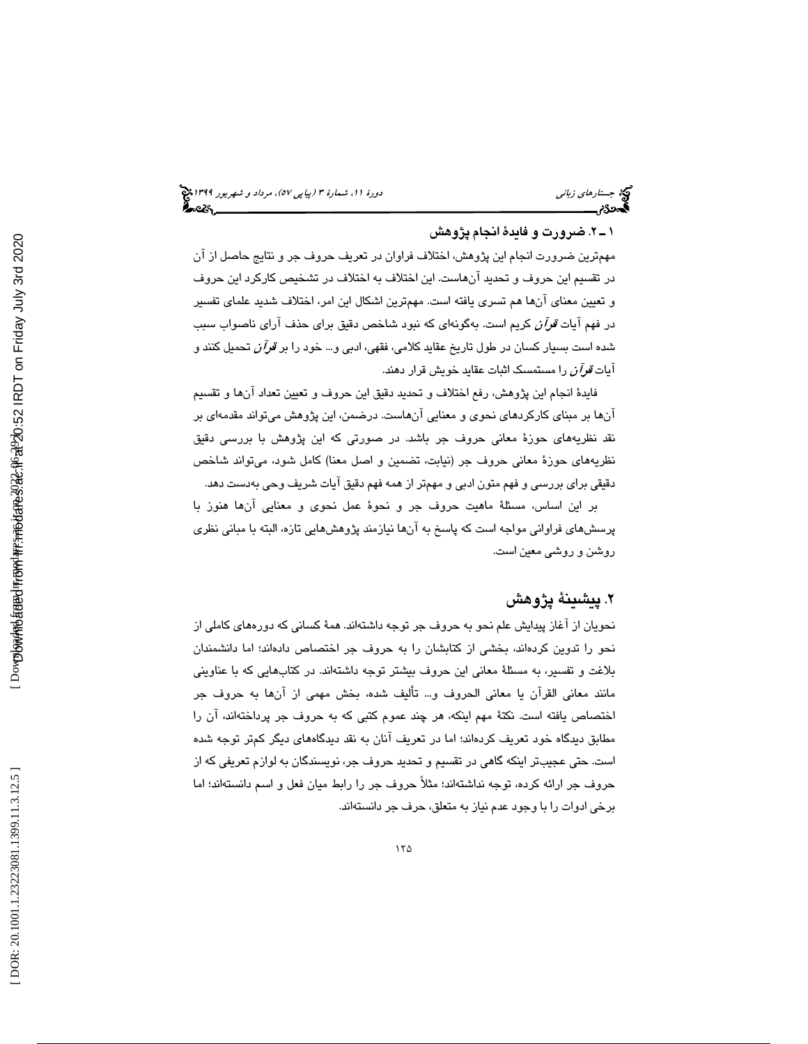### ۱ـ۲. ضرورت و فایدهٔ انجام پژوهش

مهم‌ترین ضرورت انجام این پژوهش، اختلاف فراوان در تعریف حروف جر و نتایج حاصل از آن در تقسیم این حروف و تحدید آن‌هاست. این اختلاف به اختلاف در تشخیص کارکرد این حروف و تعیین معنای آن‌ها هم تسری یافته است. مهم‌ترین اشکال این امر، اختلاف شدید علمای تفسیر در فهم آیات *قرآن* کریم است. به‌گونه‌ای که نبود شاخص دقیق برای حذف آرای ناصواب سبب شده است بسیار کسان در طول تاریخ عقاید کلامی، فقهی، ادبی و... خود را بر *قرآن* تحمیل کنند و آیات *قرآن* را مستمسک اثبات عقاید خویش قرار دهند.

فایدهٔ انجام این پژوهش، رفع اختلاف و تحدید دقیق این حروف و تعیین تعداد آن‌ها و تقسیم آن‌ها بر مبنای کارکردهای نحوی و معنایی آن‌هاست. درضمن، این پژوهش می‌تواند مقدمه‌ای بر نقد نظریه‌های حوزهٔ معانی حروف جر باشد. در صورتی که این پژوهش با بررسی دقیق نظریه‌های حوزهٔ معانی حروف جر (نیابت، تضمین و اصل معنا) کامل شود، می‌تواند شاخص دقیقی برای بررسی و فهم متون ادبی و مهمتر از همه فهم دقیق آیات شریف وحی به‌دست دهد.

بر این اساس، مسئلهٔ ماهیت حروف جر و نحوهٔ عمل نحوی و معنایی آن‌ها هنوز با پرسش‌های فراوانی مواجه است که پاسخ به آن‌ها نیازمند پژوهش‌هایی تازه، البته با مبانی نظری روشن و روشی معین است.

## ۲. پیشینهٔ پژوهش

نحویان از آغاز پیدایش علم نحو به حروف جر توجه داشته‌اند. همهٔ کسانی که دوره‌های کاملی از نحو را تدوین کرده‌اند، بخشی از کتابشان را به حروف جر اختصاص داده‌اند؛ اما دانشمندان بلاغت و تفسیر، به مسئلهٔ معانی این حروف بیشتر توجه داشته‌اند. در کتاب‌هایی که با عناوینی مانند معانی القرآن یا معانی الحروف و... تألیف شده، بخش مهمی از آن‌ها به حروف جر اختصاص یافته است. نکتهٔ مهم اینکه، هر چند عموم کتبی که به حروف جر پرداخته‌اند، آن را مطابق دیدگاه خود تعریف کرده‌اند؛ اما در تعریف آنان به نقد دیدگاه‌های دیگر کم‌تر توجه شده است. حتی عجیب‌تر اینکه گاهی در تقسیم و تحدید حروف جر، نویسندگان به لوازم تعریفی که از حروف جر ارائه کرده، توجه نداشته‌اند؛ مثلاً حروف جر را رابط میان فعل و اسم دانسته‌اند؛ اما برخی ادوات را با وجود عدم نیاز به متعلق، حرف جر دانسته‌اند.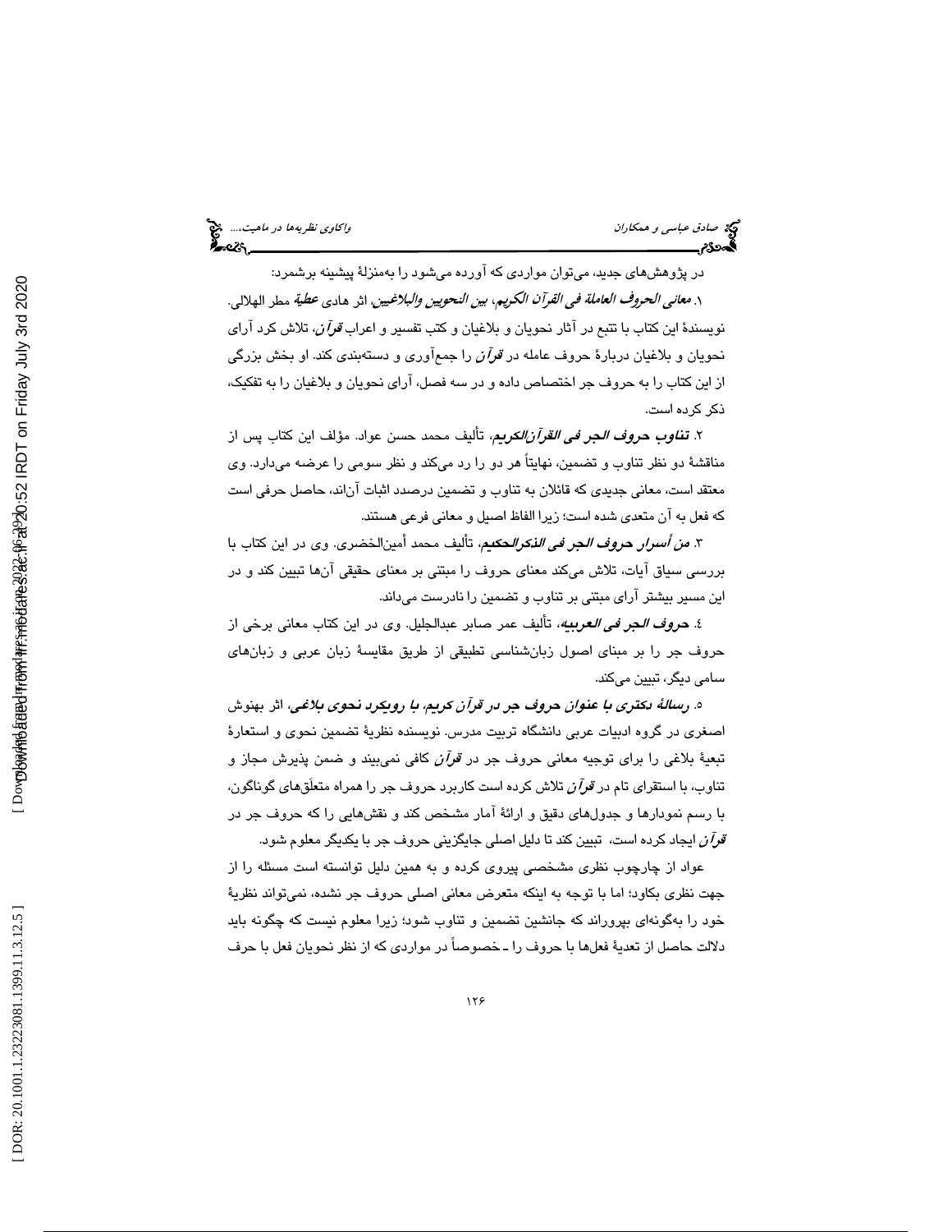در پژوهش‌های جدید، می‌توان مواردی که آورده می‌شود را به‌منزلهٔ پیشینه برشمرد:

۱. *معانی الحروف العاملة فی القرآن الکریم، بین النحویین والبلاغیین*، اثر هادی *عطیة* مطر الهلالی. نویسندهٔ این کتاب با تتبع در آثار نحویان و بلاغیان و کتب تفسیر و اعراب *قرآن*، تلاش کرد آرای نحویان و بلاغیان دربارهٔ حروف عامله در *قرآن* را جمع‌آوری و دسته‌بندی کند. او بخش بزرگی از این کتاب را به حروف جر اختصاص داده و در سه فصل، آرای نحویان و بلاغیان را به تفکیک، ذکر کرده است.

۲. *تناوب حروف الجر فی القرآن‌الکریم*، تألیف محمد حسن عواد. مؤلف این کتاب پس از مناقشهٔ دو نظر تناوب و تضمین، نهایتاً هر دو را رد می‌کند و نظر سومی را عرضه می‌دارد. وی معتقد است، معانی جدیدی که قائلان به تناوب و تضمین درصدد اثبات آن‌اند، حاصل حرفی است که فعل به آن متعدی شده است؛ زیرا الفاظ اصیل و معانی فرعی هستند.

۳. *من أسرار حروف الجر فی الذکرالحکیم*، تألیف محمد أمین‌الخضری. وی در این کتاب با بررسی سیاق آیات، تلاش می‌کند معنای حروف را مبتنی بر معنای حقیقی آن‌ها تبیین کند و در این مسیر بیشتر آرای مبتنی بر تناوب و تضمین را نادرست می‌داند.

٤. *حروف الجر فی العربیه*، تألیف عمر صابر عبدالجلیل. وی در این کتاب معانی برخی از حروف جر را بر مبنای اصول زبان‌شناسی تطبیقی از طریق مقایسهٔ زبان عربی و زبان‌های سامی دیگر، تبیین می‌کند.

٥. *رسالهٔ دکتری با عنوان حروف جر در قرآن کریم، با رویکرد نحوی بلاغی*، اثر بهنوش اصغری در گروه ادبیات عربی دانشگاه تربیت مدرس. نویسنده نظریهٔ تضمین نحوی و استعارهٔ تبعیهٔ بلاغی را برای توجیه معانی حروف جر در *قرآن* کافی نمی‌بیند و ضمن پذیرش مجاز و تناوب، با استقرای تام در *قرآن* تلاش کرده است کاربرد حروف جر را همراه متعلَق‌های گوناگون، با رسم نمودارها و جدول‌های دقیق و ارائهٔ آمار مشخص کند و نقش‌هایی را که حروف جر در *قرآن* ایجاد کرده است، تبیین کند تا دلیل اصلی جایگزینی حروف جر با یکدیگر معلوم شود.

عواد از چارچوب نظری مشخصی پیروی کرده و به همین دلیل توانسته است مسئله را از جهت نظری بکاود؛ اما با توجه به اینکه متعرض معانی اصلی حروف جر نشده، نمی‌تواند نظریهٔ خود را به‌گونه‌ای بپروراند که جانشین تضمین و تناوب شود؛ زیرا معلوم نیست که چگونه باید دلالت حاصل از تعدیهٔ فعل‌ها با حروف را ـ خصوصاً در مواردی که از نظر نحویان فعل با حرف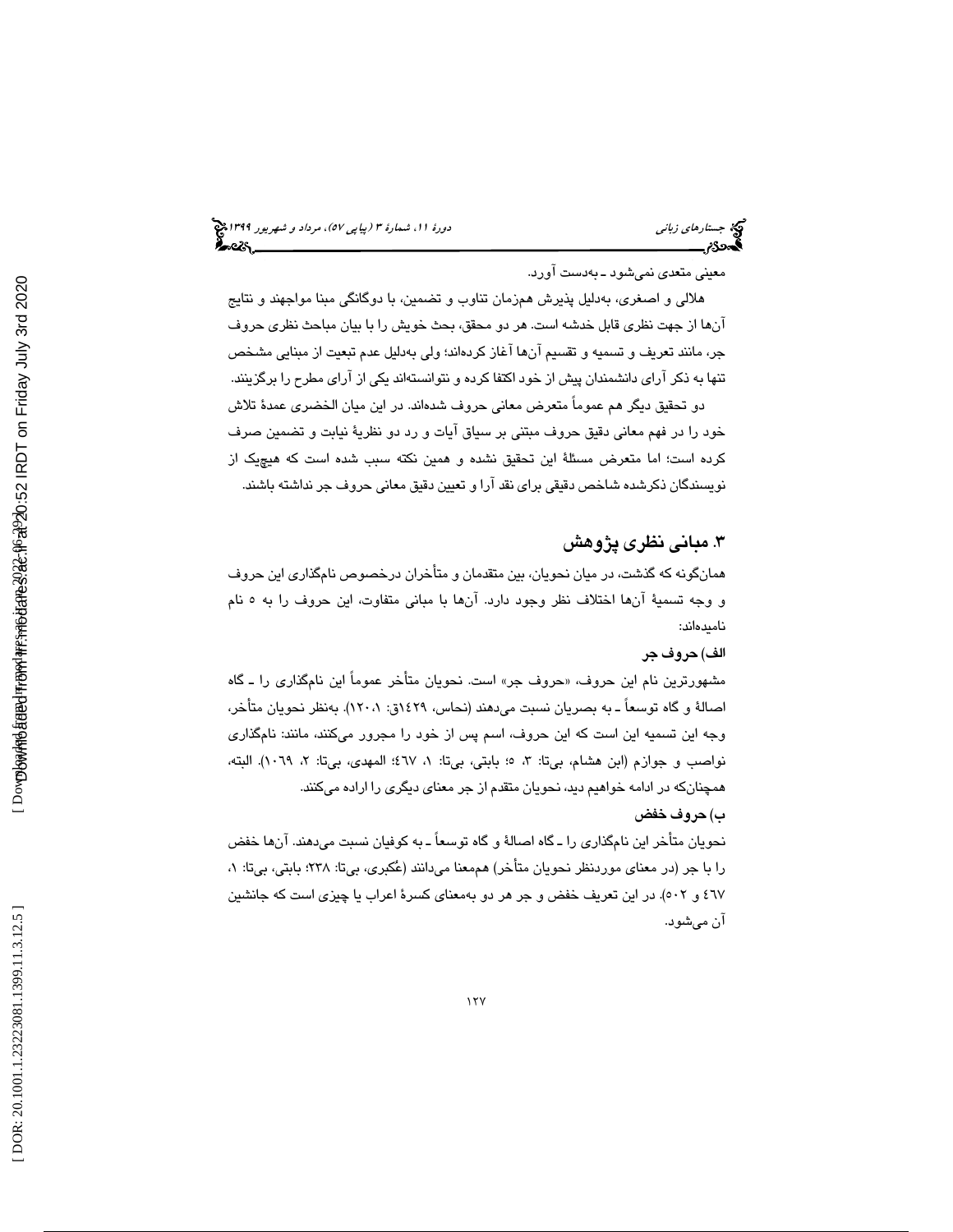معینی متعدی نمی‌شود ـ به‌دست آورد.

هلالی و اصغری، به‌دلیل پذیرش هم‌زمان تناوب و تضمین، با دوگانگی مبنا مواجهند و نتایج آن‌ها از جهت نظری قابل خدشه است. هر دو محقق، بحث خویش را با بیان مباحث نظری حروف جر، مانند تعریف و تسمیه و تقسیم آن‌ها آغاز کرده‌اند؛ ولی به‌دلیل عدم تبعیت از مبنایی مشخص تنها به ذکر آرای دانشمندان پیش از خود اکتفا کرده و نتوانسته‌اند یکی از آرای مطرح را برگزینند.

دو تحقیق دیگر هم عموماً متعرض معانی حروف شده‌اند. در این میان الخضری عمدهٔ تلاش خود را در فهم معانی دقیق حروف مبتنی بر سیاق آیات و رد دو نظریهٔ نیابت و تضمین صرف کرده است؛ اما متعرض مسئلهٔ این تحقیق نشده و همین نکته سبب شده است که هیچ‌یک از نویسندگان ذکرشده شاخص دقیقی برای نقد آرا و تعیین دقیق معانی حروف جر نداشته باشند.

## ۳. مبانی نظری پژوهش

همان‌گونه که گذشت، در میان نحویان، بین متقدمان و متأخران درخصوص نام‌گذاری این حروف و وجه تسمیهٔ آن‌ها اختلاف نظر وجود دارد. آن‌ها با مبانی متفاوت، این حروف را به ۵ نام نامیده‌اند:

**الف) حروف جر**

مشهورترین نام این حروف، «حروف جر» است. نحویان متأخر عموماً این نام‌گذاری را ـ گاه اصالهٔ و گاه توسعاً ـ به بصریان نسبت می‌دهند (نحاس، ۱۴۲۹ق: ۱۲۰۰). به‌نظر نحویان متأخر، وجه این تسمیه این است که این حروف، اسم پس از خود را مجرور می‌کنند، مانند: نام‌گذاری نواصب و جوازم (ابن هشام، بی‌تا: ۳، ۵؛ بابتی، بی‌تا: ۱، ٤٦٧؛ المهدی، بی‌تا: ۲، ۱۰٦۹). البته، همچنان‌که در ادامه خواهیم دید، نحویان متقدم از جر معنای دیگری را اراده می‌کنند.

**ب) حروف خفض**

نحویان متأخر این نام‌گذاری را ـ گاه اصالهٔ و گاه توسعاً ـ به کوفیان نسبت می‌دهند. آن‌ها خفض را با جر (در معنای موردنظر نحویان متأخر) هم‌معنا می‌دانند (عُکبری، بی‌تا: ۲۳۸؛ بابتی، بی‌تا: ۱، ٤٦٧ و ۵۰۲). در این تعریف خفض و جر هر دو به‌معنای کسرهٔ اعراب یا چیزی است که جانشین آن می‌شود.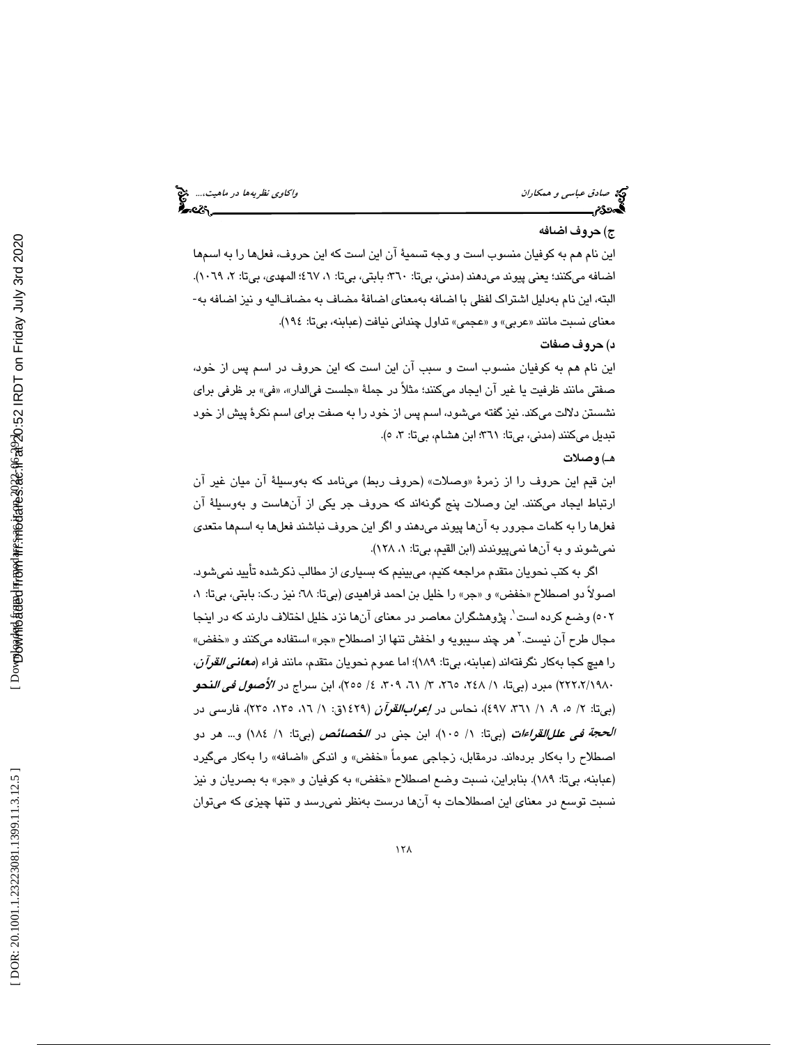### ج) حروف اضافه

این نام هم به کوفیان منسوب است و وجه تسمیهٔ آن این است که این حروف، فعل‌ها را به اسم‌ها اضافه می‌کنند؛ یعنی پیوند می‌دهند (مدنی، بی‌تا: ٣٦٠؛ بابتی، بی‌تا: ١، ٤٦٧؛ المهدی، بی‌تا: ٢، ١٠٦٩). البته، این نام به‌دلیل اشتراک لفظی با اضافه به‌معنای اضافهٔ مضاف به مضاف‌الیه و نیز اضافه به‌معنای نسبت مانند «عربی» و «عجمی» تداول چندانی نیافت (عبابنه، بی‌تا: ١٩٤).

### د) حروف صفات

این نام هم به کوفیان منسوب است و سبب آن این است که این حروف در اسم پس از خود، صفتی مانند ظرفیت یا غیر آن ایجاد می‌کنند؛ مثلاً در جملهٔ «جلست فی‌الدار»، «فی» بر ظرفی برای نشستن دلالت می‌کند. نیز گفته می‌شود، اسم پس از خود را به صفت برای اسم نکرهٔ پیش از خود تبدیل می‌کنند (مدنی، بی‌تا: ٣٦١؛ ابن هشام، بی‌تا: ٣، ٥).

### هـ) وصلات

ابن قیم این حروف را از زمرهٔ «وصلات» (حروف ربط) می‌نامد که به‌وسیلهٔ آن میان غیر آن ارتباط ایجاد می‌کنند. این وصلات پنج گونه‌اند که حروف جر یکی از آن‌هاست و به‌وسیلهٔ آن فعل‌ها را به کلمات مجرور به آن‌ها پیوند می‌دهند و اگر این حروف نباشند فعل‌ها به اسم‌ها متعدی نمی‌شوند و به آن‌ها نمی‌پیوندند (ابن القیم، بی‌تا: ١، ١٢٨).

اگر به کتب نحویان متقدم مراجعه کنیم، می‌بینیم که بسیاری از مطالب ذکرشده تأیید نمی‌شود. اصولاً دو اصطلاح «خفض» و «جر» را خلیل بن احمد فراهیدی (بی‌تا: ٦٨؛ نیز ر.ک: بابتی، بی‌تا: ١، ٥٠٢) وضع کرده است[1]. پژوهشگران معاصر در معنای آن‌ها نزد خلیل اختلاف دارند که در اینجا مجال طرح آن نیست.[2] هر چند سیبویه و اخفش تنها از اصطلاح «جر» استفاده می‌کنند و «خفض» را هیچ کجا به‌کار نگرفته‌اند (عبابنه، بی‌تا: ١٨٩)؛ اما عموم نحویان متقدم، مانند فراء (***معانی القرآن***، ٢٢٢،٢/١٩٨٠) مبرد (بی‌تا، ١/ ٢٤٨، ٢٦٥، ٣/ ٦١، ٣٠٩، ٤/ ٢٥٥)، ابن سراج در ***الأصول فی النحو*** (بی‌تا: ٢/ ٥، ٩، ١/ ٣٦١، ٤٩٧)، نحاس در ***إعراب‌القرآن*** (١٤٢٩ق: ١/ ١٦، ١٣٥، ٢٣٥)، فارسی در ***الحجة فی علل‌القراءات*** (بی‌تا: ١/ ١٠٥)، ابن جنی در ***الخصائص*** (بی‌تا: ١/ ١٨٤) و... هر دو اصطلاح را به‌کار برده‌اند. درمقابل، زجاجی عموماً «خفض» و اندکی «اضافه» را به‌کار می‌گیرد (عبابنه، بی‌تا: ١٨٩). بنابراین، نسبت وضع اصطلاح «خفض» به کوفیان و «جر» به بصریان و نیز نسبت توسع در معنای این اصطلاحات به آن‌ها درست به‌نظر نمی‌رسد و تنها چیزی که می‌توان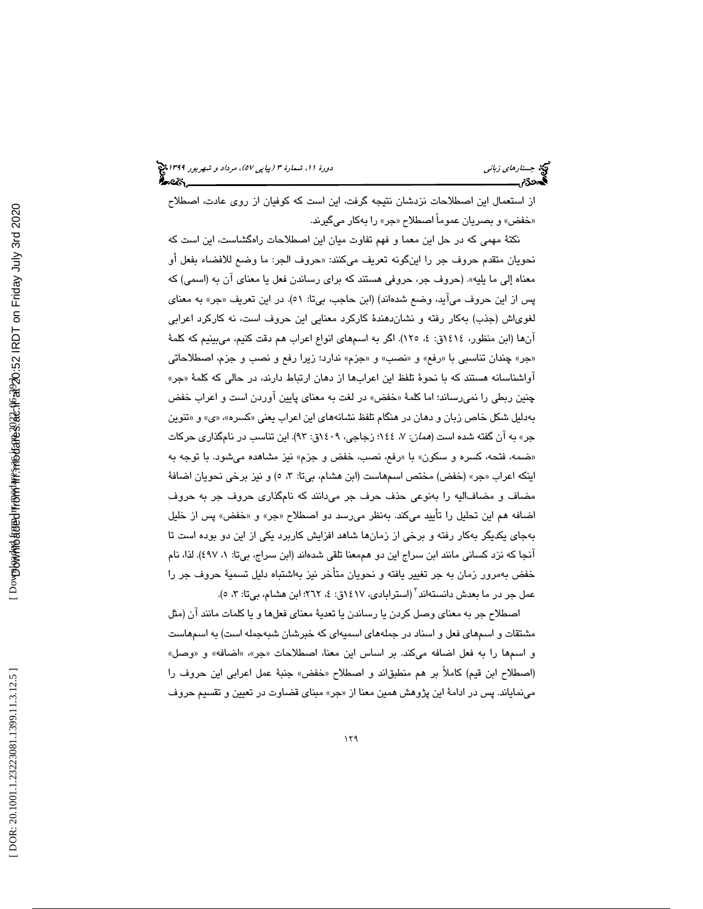از استعمال این اصطلاحات نزدشان نتیجه گرفت، این است که کوفیان از روی عادت، اصطلاح «خفض» و بصریان عموماً اصطلاح «جر» را به‌کار می‌گیرند.

نکتۀ مهمی که در حل این معما و فهم تفاوت میان این اصطلاحات راه‌گشاست، این است که نحویان متقدم حروف جر را این‌گونه تعریف می‌کنند: «حروف الجر: ما وضع للافضاء بفعل أو معناه إلی ما یلیه». (حروف جر، حروفی هستند که برای رساندن فعل یا معنای آن به (اسمی) که پس از این حروف می‌آید، وضع شده‌اند) (ابن حاجب، بی‌تا: ٥١). در این تعریف «جر» به معنای لغوی‌اش (جذب) به‌کار رفته و نشان‌دهندۀ کارکرد معنایی این حروف است، نه کارکرد اعرابی آن‌ها (ابن منظور، ١٤١٤ق: ٤، ١٢٥). اگر به اسم‌های انواع اعراب هم دقت کنیم، می‌بینیم که کلمۀ «جر» چندان تناسبی با «رفع» و «نصب» و «جزم» ندارد؛ زیرا رفع و نصب و جزم، اصطلاحاتی آواشناسانه هستند که با نحوۀ تلفظ این اعراب‌ها از دهان ارتباط دارند، در حالی که کلمۀ «جر» چنین ربطی را نمی‌رساند؛ اما کلمۀ «خفض» در لغت به معنای پایین آوردن است و اعراب خفض به‌دلیل شکل خاص زبان و دهان در هنگام تلفظ نشانه‌های این اعراب یعنی «کسره»، «ی» و «تنوین جر» به آن گفته شده است (*همان*: ٧، ١٤٤؛ زجاجی، ١٤٠٩ق: ٩٣). این تناسب در نامگذاری حرکات «ضمه، فتحه، کسره و سکون» با «رفع، نصب، خفض و جزم» نیز مشاهده می‌شود. با توجه به اینکه اعراب «جر» (خفض) مختص اسم‌هاست (ابن هشام، بی‌تا: ٣، ٥) و نیز برخی نحویان اضافۀ مضاف و مضاف‌الیه را به‌نوعی حذف حرف جر می‌دانند که نامگذاری حروف جر به حروف اضافه هم این تحلیل را تأیید می‌کند. به‌نظر می‌رسد دو اصطلاح «جر» و «خفض» پس از خلیل به‌جای یکدیگر به‌کار رفته و برخی از زمان‌ها شاهد افزایش کاربرد یکی از این دو بوده است تا آنجا که نزد کسانی مانند ابن سراج این دو هم‌معنا تلقی شده‌اند (ابن سراج، بی‌تا: ١، ٤٩٧). لذا، نام خفض به‌مرور زمان به جر تغییر یافته و نحویان متأخر نیز به‌اشتباه دلیل تسمیۀ حروف جر را عمل جر در ما بعدش دانسته‌اند[٢] (استرابادی، ١٤١٧ق: ٤، ٢٦٢؛ ابن هشام، بی‌تا: ٣، ٥).

اصطلاح جر به معنای وصل کردن یا رساندن یا تعدیۀ معنای فعل‌ها و یا کلمات مانند آن (مثل مشتقات و اسم‌های فعل و اسناد در جمله‌های اسمیه‌ای که خبرشان شبه‌جمله است) به اسم‌هاست و اسم‌ها را به فعل اضافه می‌کند. بر اساس این معنا، اصطلاحات «جر»، «اضافه» و «وصل» (اصطلاح ابن قیم) کاملاً بر هم منطبق‌اند و اصطلاح «خفض» جنبۀ عمل اعرابی این حروف را می‌نمایاند. پس در ادامۀ این پژوهش همین معنا از «جر» مبنای قضاوت در تعیین و تقسیم حروف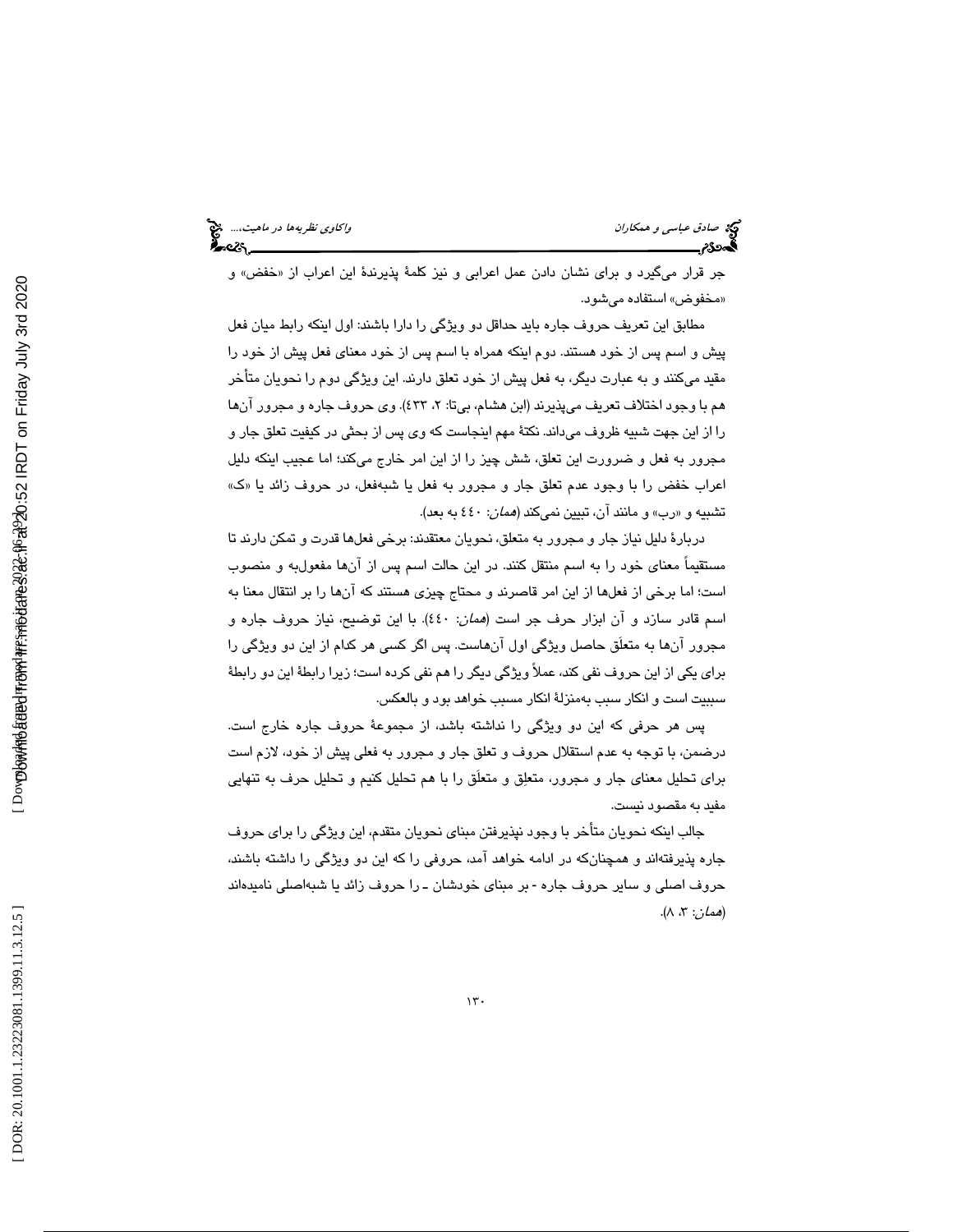جر قرار می‌گیرد و برای نشان دادن عمل اعرابی و نیز کلمهٔ پذیرندهٔ این اعراب از «خفض» و «مخفوض» استفاده می‌شود.

مطابق این تعریف حروف جاره باید حداقل دو ویژگی را دارا باشند: اول اینکه رابط میان فعل پیش و اسم پس از خود هستند. دوم اینکه همراه با اسم پس از خود معنای فعل پیش از خود را مقید می‌کنند و به عبارت دیگر، به فعل پیش از خود تعلق دارند. این ویژگی دوم را نحویان متأخر هم با وجود اختلاف تعریف می‌پذیرند (ابن هشام، بی‌تا: ۲، ٤۳۳). وی حروف جاره و مجرور آن‌ها را از این جهت شبیه ظروف می‌داند. نکتهٔ مهم اینجاست که وی پس از بحثی در کیفیت تعلق جار و مجرور به فعل و ضرورت این تعلق، شش چیز را از این امر خارج می‌کند؛ اما عجیب اینکه دلیل اعراب خفض را با وجود عدم تعلق جار و مجرور به فعل یا شبه‌فعل، در حروف زائد یا «ک» تشبیه و «رب» و مانند آن، تبیین نمی‌کند (*همان*: ٤٤۰ به بعد).

دربارهٔ دلیل نیاز جار و مجرور به متعلق، نحویان معتقدند: برخی فعل‌ها قدرت و تمکن دارند تا مستقیماً معنای خود را به اسم منتقل کنند. در این حالت اسم پس از آن‌ها مفعول‌به و منصوب است؛ اما برخی از فعل‌ها از این امر قاصرند و محتاج چیزی هستند که آن‌ها را بر انتقال معنا به اسم قادر سازد و آن ابزار حرف جر است (*همان*: ٤٤۰). با این توضیح، نیاز حروف جاره و مجرور آن‌ها به متعلَق حاصل ویژگی اول آن‌هاست. پس اگر کسی هر کدام از این دو ویژگی را برای یکی از این حروف نفی کند، عملاً ویژگی دیگر را هم نفی کرده است؛ زیرا رابطهٔ این دو رابطهٔ سببیت است و انکار سبب به‌منزلهٔ انکار مسبب خواهد بود و بالعکس.

پس هر حرفی که این دو ویژگی را نداشته باشد، از مجموعهٔ حروف جاره خارج است. درضمن، با توجه به عدم استقلال حروف و تعلق جار و مجرور به فعلی پیش از خود، لازم است برای تحلیل معنای جار و مجرور، متعلِق و متعلَق را با هم تحلیل کنیم و تحلیل حرف به تنهایی مفید به مقصود نیست.

جالب اینکه نحویان متأخر با وجود نپذیرفتن مبنای نحویان متقدم، این ویژگی را برای حروف جاره پذیرفته‌اند و همچنان‌که در ادامه خواهد آمد، حروفی را که این دو ویژگی را داشته باشند، حروف اصلی و سایر حروف جاره - بر مبنای خودشان ـ را حروف زائد یا شبه‌اصلی نامیده‌اند (*همان*: ۳، ۸).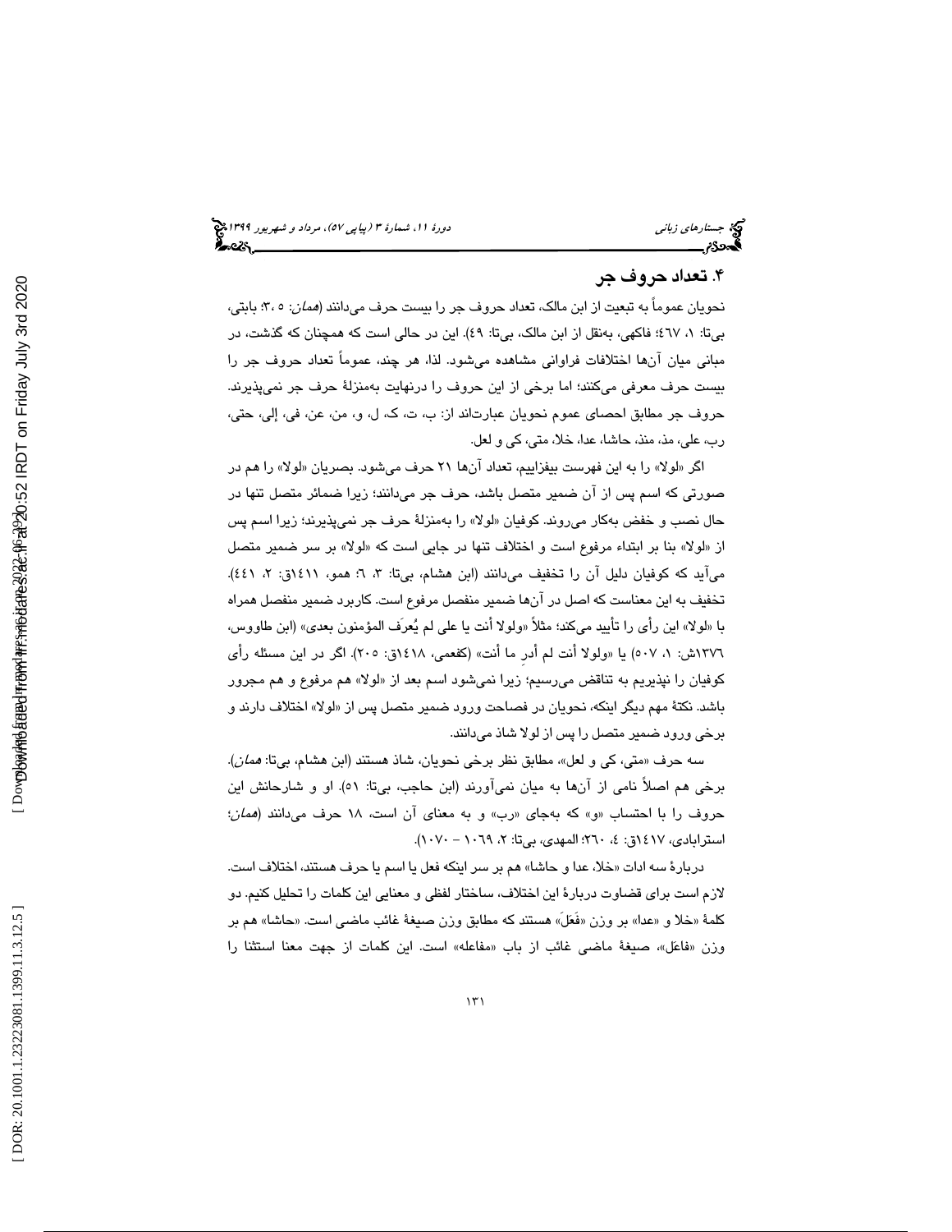## ۴. تعداد حروف جر

نحویان عموماً به تبعیت از ابن مالک، تعداد حروف جر را بیست حرف می‌دانند (*همان*: ۵، ۳؛ بابتی، بی‌تا: ۱، ٤٦٧؛ فاکهی، به‌نقل از ابن مالک، بی‌تا: ٤٩). این در حالی است که همچنان که گذشت، در مبانی میان آن‌ها اختلافات فراوانی مشاهده می‌شود. لذا، هر چند، عموماً تعداد حروف جر را بیست حرف معرفی می‌کنند؛ اما برخی از این حروف را درنهایت به‌منزلهٔ حرف جر نمی‌پذیرند. حروف جر مطابق احصای عموم نحویان عبارت‌اند از: ب، ت، ک، ل، و، من، عن، فی، إلی، حتی، رب، علی، مذ، منذ، حاشا، عدا، خلا، متی، کی و لعل.

اگر «لولا» را به این فهرست بیفزاییم، تعداد آن‌ها ۲۱ حرف می‌شود. بصریان «لولا» را هم در صورتی که اسم پس از آن ضمیر متصل باشد، حرف جر می‌دانند؛ زیرا ضمائر متصل تنها در حال نصب و خفض به‌کار می‌روند. کوفیان «لولا» را به‌منزلهٔ حرف جر نمی‌پذیرند؛ زیرا اسم پس از «لولا» بنا بر ابتداء مرفوع است و اختلاف تنها در جایی است که «لولا» بر سر ضمیر متصل می‌آید که کوفیان دلیل آن را تخفیف می‌دانند (ابن هشام، بی‌تا: ۳، ٦؛ همو، ١٤١١ق: ۲، ٤٤١). تخفیف به این معناست که اصل در آن‌ها ضمیر منفصل مرفوع است. کاربرد ضمیر منفصل همراه با «لولا» این رأی را تأیید می‌کند؛ مثلاً «ولولا أنت یا علی لم یُعرَف المؤمنون بعدی» (ابن طاووس، ۱۳۷٦ش: ۱، ٥٠٧) یا «ولولا أنت لم أدرِ ما أنت» (کفعمی، ١٤١٨ق: ٢٠٥). اگر در این مسئله رأی کوفیان را نپذیریم به تناقض می‌رسیم؛ زیرا نمی‌شود اسم بعد از «لولا» هم مرفوع و هم مجرور باشد. نکتهٔ مهم دیگر اینکه، نحویان در فصاحت ورود ضمیر متصل پس از «لولا» اختلاف دارند و برخی ورود ضمیر متصل را پس از لولا شاذ می‌دانند.

سه حرف «متی، کی و لعل»، مطابق نظر برخی نحویان، شاذ هستند (ابن هشام، بی‌تا: *همان*). برخی هم اصلاً نامی از آن‌ها به میان نمی‌آورند (ابن حاجب، بی‌تا: ٥١). او و شارحانش این حروف را با احتساب «و» که به‌جای «رب» و به معنای آن است، ۱۸ حرف می‌دانند (*همان*؛ استرابادی، ١٤١٧ق: ٤، ٢٦٠؛ المهدی، بی‌تا: ۲، ١٠٦٩ – ١٠٧٠).

دربارهٔ سه ادات «خلا، عدا و حاشا» هم بر سر اینکه فعل یا اسم یا حرف هستند، اختلاف است. لازم است برای قضاوت دربارهٔ این اختلاف، ساختار لفظی و معنایی این کلمات را تحلیل کنیم. دو کلمهٔ «خلا و «عدا» بر وزن «فَعَلَ» هستند که مطابق وزن صیغهٔ غائب ماضی است. «حاشا» هم بر وزن «فاعَل»، صیغهٔ ماضی غائب از باب «مفاعله» است. این کلمات از جهت معنا استثنا را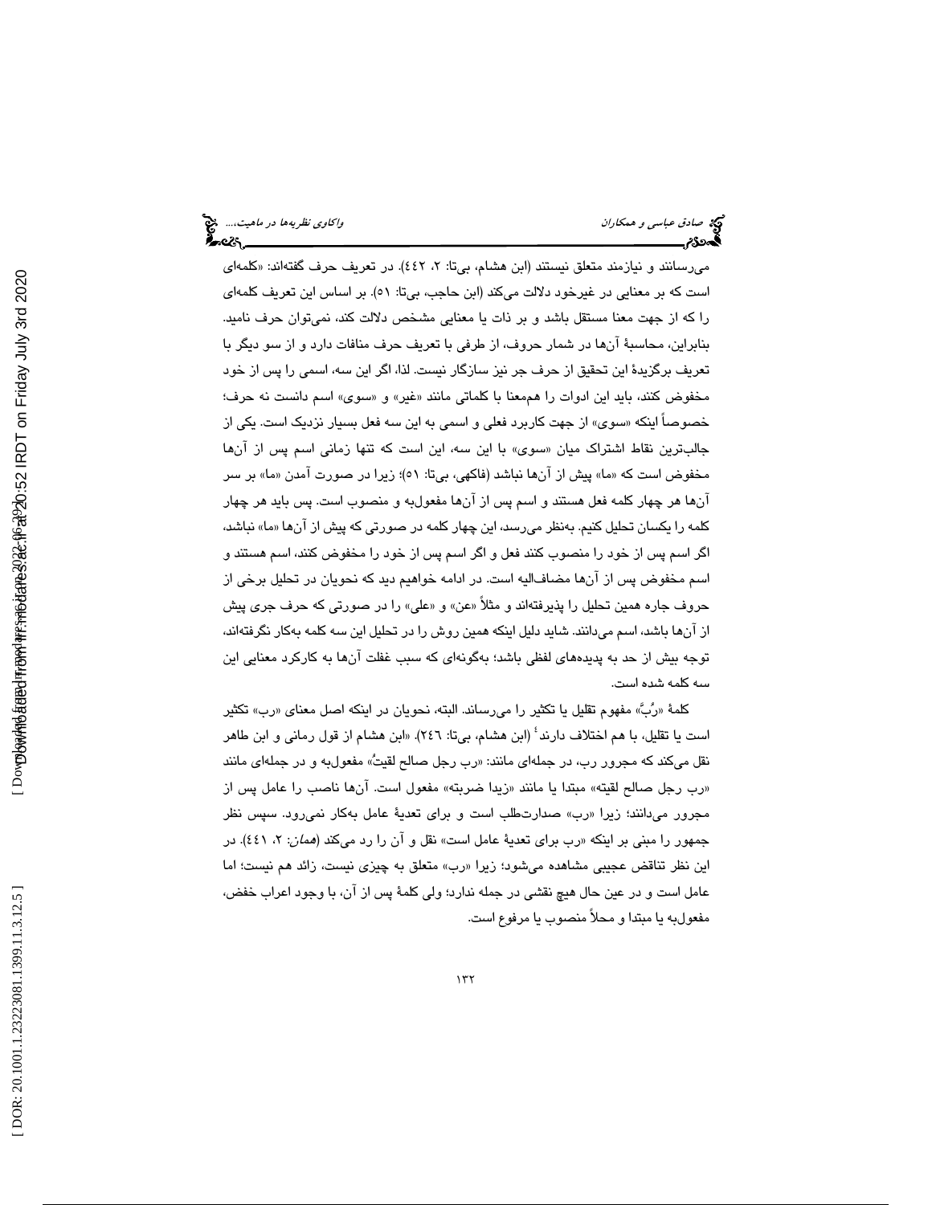می‌رسانند و نیازمند متعلق نیستند (ابن هشام، بی‌تا: ۲، ٤٤٢). در تعریف حرف گفته‌اند: «کلمه‌ای است که بر معنایی در غیرخود دلالت می‌کند (ابن حاجب، بی‌تا: ٥١). بر اساس این تعریف کلمه‌ای را که از جهت معنا مستقل باشد و بر ذات یا معنایی مشخص دلالت کند، نمی‌توان حرف نامید. بنابراین، محاسبهٔ آن‌ها در شمار حروف، از طرفی با تعریف حرف منافات دارد و از سو دیگر با تعریف برگزیدهٔ این تحقیق از حرف جر نیز سازگار نیست. لذا، اگر این سه، اسمی را پس از خود مخفوض کنند، باید این ادوات را هم‌معنا با کلماتی مانند «غیر» و «سوی» اسم دانست نه حرف؛ خصوصاً اینکه «سوی» از جهت کاربرد فعلی و اسمی به این سه فعل بسیار نزدیک است. یکی از جالب‌ترین نقاط اشتراک میان «سوی» با این سه، این است که تنها زمانی اسم پس از آن‌ها مخفوض است که «ما» پیش از آن‌ها نباشد (فاکهی، بی‌تا: ٥١)؛ زیرا در صورت آمدن «ما» بر سر آن‌ها هر چهار کلمه فعل هستند و اسم پس از آن‌ها مفعول‌به و منصوب است. پس باید هر چهار کلمه را یکسان تحلیل کنیم. به‌نظر می‌رسد، این چهار کلمه در صورتی که پیش از آن‌ها «ما» نباشد، اگر اسم پس از خود را منصوب کنند فعل و اگر اسم پس از خود را مخفوض کنند، اسم هستند و اسم مخفوض پس از آن‌ها مضاف‌الیه است. در ادامه خواهیم دید که نحویان در تحلیل برخی از حروف جاره همین تحلیل را پذیرفته‌اند و مثلاً «عن» و «علی» را در صورتی که حرف جری پیش از آن‌ها باشد، اسم می‌دانند. شاید دلیل اینکه همین روش را در تحلیل این سه کلمه به‌کار نگرفته‌اند، توجه بیش از حد به پدیده‌های لفظی باشد؛ به‌گونه‌ای که سبب غفلت آن‌ها به کارکرد معنایی این سه کلمه شده است.

کلمهٔ «رُبَّ» مفهوم تقلیل یا تکثیر را می‌رساند. البته، نحویان در اینکه اصل معنای «رب» تکثیر است یا تقلیل، با هم اختلاف دارند[٤] (ابن هشام، بی‌تا: ٢٤٦). «ابن هشام از قول رمانی و ابن طاهر نقل می‌کند که مجرور رب، در جمله‌ای مانند: «رب رجل صالح لقیتُ» مفعول‌به و در جمله‌ای مانند «رب رجل صالح لقیته» مبتدا یا مانند «زیدا ضربته» مفعول است. آن‌ها ناصب را عامل پس از مجرور می‌دانند؛ زیرا «رب» صدارت‌طلب است و برای تعدیهٔ عامل به‌کار نمی‌رود. سپس نظر جمهور را مبنی بر اینکه «رب برای تعدیهٔ عامل است» نقل و آن را رد می‌کند (*همان*: ۲، ٤٤١). در این نظر تناقض عجیبی مشاهده می‌شود؛ زیرا «رب» متعلق به چیزی نیست، زائد هم نیست؛ اما عامل است و در عین حال هیچ نقشی در جمله ندارد؛ ولی کلمهٔ پس از آن، با وجود اعراب خفض، مفعول‌به یا مبتدا و محلاً منصوب یا مرفوع است.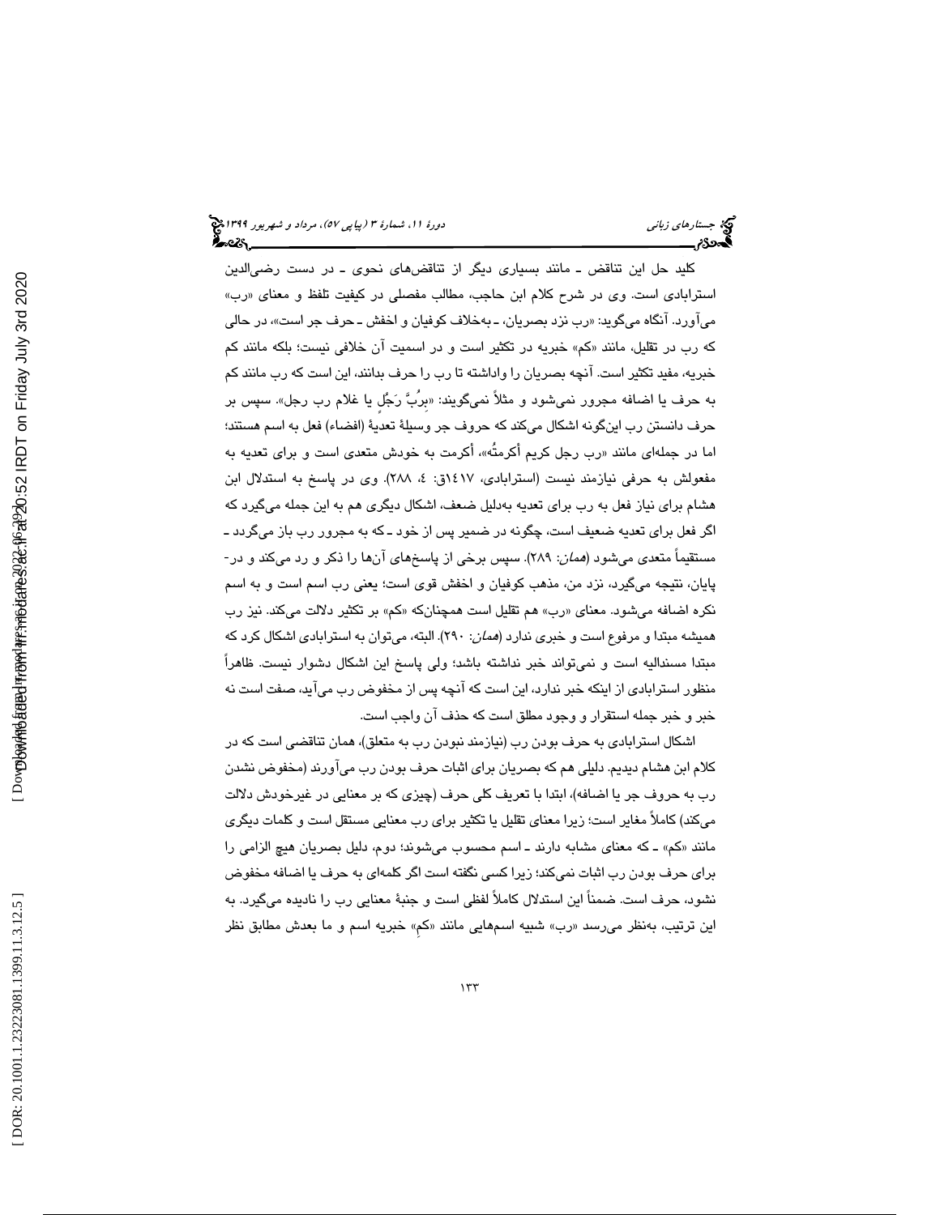کلید حل این تناقض ـ مانند بسیاری دیگر از تناقض‌های نحوی ـ در دست رضی‌الدین استرابادی است. وی در شرح کلام ابن حاجب، مطالب مفصلی در کیفیت تلفظ و معنای «رب» می‌آورد. آنگاه می‌گوید: «رب نزد بصریان، ـ به‌خلاف کوفیان و اخفش ـ حرف جر است»، در حالی که رب در تقلیل، مانند «کم» خبریه در تکثیر است و در اسمیت آن خلافی نیست؛ بلکه مانند کم خبریه، مفید تکثیر است. آنچه بصریان را واداشته تا رب را حرف بدانند، این است که رب مانند کم به حرف یا اضافه مجرور نمی‌شود و مثلاً نمی‌گویند: «بِرُبَّ رَجُلٍ یا غلام رب رجل». سپس بر حرف دانستن رب این‌گونه اشکال می‌کند که حروف جر وسیلهٔ تعدیهٔ (افضاء) فعل به اسم هستند؛ اما در جمله‌ای مانند «رب رجل کریم أکرمتُه»، أکرمت به خودش متعدی است و برای تعدیه به مفعولش به حرفی نیازمند نیست (استرابادی، ۱۴۱۷ق: ٤، ۲۸۸). وی در پاسخ به استدلال ابن هشام برای نیاز فعل به رب برای تعدیه به‌دلیل ضعف، اشکال دیگری هم به این جمله می‌گیرد که اگر فعل برای تعدیه ضعیف است، چگونه در ضمیر پس از خود ـ که به مجرور رب باز می‌گردد ـ مستقیماً متعدی می‌شود (*همان*: ۲۸۹). سپس برخی از پاسخ‌های آن‌ها را ذکر و رد می‌کند و در پایان، نتیجه می‌گیرد، نزد من، مذهب کوفیان و اخفش قوی است؛ یعنی رب اسم است و به اسم نکره اضافه می‌شود. معنای «رب» هم تقلیل است همچنان‌که «کم» بر تکثیر دلالت می‌کند. نیز رب همیشه مبتدا و مرفوع است و خبری ندارد (*همان*: ۲۹۰). البته، می‌توان به استرابادی اشکال کرد که مبتدا مسندالیه است و نمی‌تواند خبر نداشته باشد؛ ولی پاسخ این اشکال دشوار نیست. ظاهراً منظور استرابادی از اینکه خبر ندارد، این است که آنچه پس از مخفوض رب می‌آید، صفت است نه خبر و خبر جمله استقرار و وجود مطلق است که حذف آن واجب است.

اشکال استرابادی به حرف بودن رب (نیازمند نبودن رب به متعلق)، همان تناقضی است که در کلام ابن هشام دیدیم. دلیلی هم که بصریان برای اثبات حرف بودن رب می‌آورند (مخفوض نشدن رب به حروف جر یا اضافه)، ابتدا با تعریف کلی حرف (چیزی که بر معنایی در غیرخودش دلالت می‌کند) کاملاً مغایر است؛ زیرا معنای تقلیل یا تکثیر برای رب معنایی مستقل است و کلمات دیگری مانند «کم» ـ که معنای مشابه دارند ـ اسم محسوب می‌شوند؛ دوم، دلیل بصریان هیچ الزامی را برای حرف بودن رب اثبات نمی‌کند؛ زیرا کسی نگفته است اگر کلمه‌ای به حرف یا اضافه مخفوض نشود، حرف است. ضمناً این استدلال کاملاً لفظی است و جنبهٔ معنایی رب را نادیده می‌گیرد. به این ترتیب، به‌نظر می‌رسد «رب» شبیه اسم‌هایی مانند «کمِ» خبریه اسم و ما بعدش مطابق نظر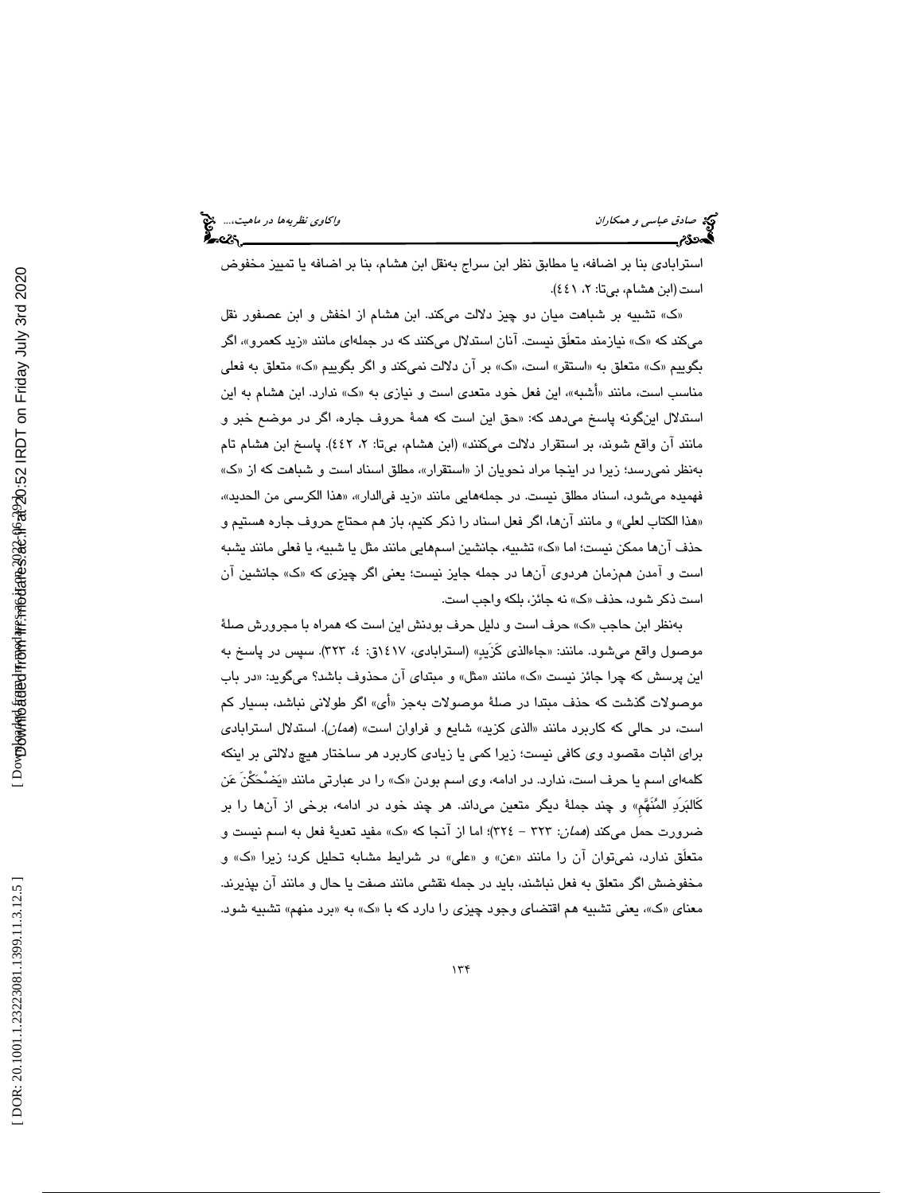استرابادی بنا بر اضافه، یا مطابق نظر ابن سراج به‌نقل ابن هشام، بنا بر اضافه یا تمییز مخفوض است (ابن هشام، بی‌تا: ۲، ٤٤١).

«ک» تشبیه بر شباهت میان دو چیز دلالت می‌کند. ابن هشام از اخفش و ابن عصفور نقل می‌کند که «ک» نیازمند متعلَق نیست. آنان استدلال می‌کنند که در جمله‌ای مانند «زید کعمرو»، اگر بگوییم «ک» متعلق به «استقر» است، «ک» بر آن دلالت نمی‌کند و اگر بگوییم «ک» متعلق به فعلی مناسب است، مانند «أشبه»، این فعل خود متعدی است و نیازی به «ک» ندارد. ابن هشام به این استدلال این‌گونه پاسخ می‌دهد که: «حق این است که همهٔ حروف جاره، اگر در موضع خبر و مانند آن واقع شوند، بر استقرار دلالت می‌کنند» (ابن هشام، بی‌تا: ۲، ٤٤٢). پاسخ ابن هشام تام به‌نظر نمی‌رسد؛ زیرا در اینجا مراد نحویان از «استقرار»، مطلق اسناد است و شباهت که از «ک» فهمیده می‌شود، اسناد مطلق نیست. در جمله‌هایی مانند «زید فی‌الدار»، «هذا الکرسی من الحدید»، «هذا الکتاب لعلی» و مانند آن‌ها، اگر فعل اسناد را ذکر کنیم، باز هم محتاج حروف جاره هستیم و حذف آن‌ها ممکن نیست؛ اما «ک» تشبیه، جانشین اسم‌هایی مانند مثل یا شبیه، یا فعلی مانند یشبه است و آمدن هم‌زمان هردوی آن‌ها در جمله جایز نیست؛ یعنی اگر چیزی که «ک» جانشین آن است ذکر شود، حذف «ک» نه جائز، بلکه واجب است.

به‌نظر ابن حاجب «ک» حرف است و دلیل حرف بودنش این است که همراه با مجرورش صلهٔ موصول واقع می‌شود. مانند: «جاءالذی کَزَیدٍ» (استرابادی، ١٤١٧ق: ٤، ٣٢٣). سپس در پاسخ به این پرسش که چرا جائز نیست «ک» مانند «مثل» و مبتدای آن محذوف باشد؟ می‌گوید: «در باب موصولات گذشت که حذف مبتدا در صلهٔ موصولات به‌جز «أی» اگر طولانی نباشد، بسیار کم است، در حالی که کاربرد مانند «الذی کزید» شایع و فراوان است» (*همان*). استدلال استرابادی برای اثبات مقصود وی کافی نیست؛ زیرا کمی یا زیادی کاربرد هر ساختار هیچ دلالتی بر اینکه کلمه‌ای اسم یا حرف است، ندارد. در ادامه، وی اسم بودن «ک» را در عبارتی مانند «یَضْحَکْنَ عَن کَالبَرَدِ المُنَهَّمِ» و چند جملهٔ دیگر متعین می‌داند. هر چند خود در ادامه، برخی از آن‌ها را بر ضرورت حمل می‌کند (*همان*: ٣٢٣ – ٣٢٤)؛ اما از آنجا که «ک» مفید تعدیهٔ فعل به اسم نیست و متعلَق ندارد، نمی‌توان آن را مانند «عن» و «علی» در شرایط مشابه تحلیل کرد؛ زیرا «ک» و مخفوضش اگر متعلق به فعل نباشند، باید در جمله نقشی مانند صفت یا حال و مانند آن بپذیرند. معنای «ک»، یعنی تشبیه هم اقتضای وجود چیزی را دارد که با «ک» به «برد منهم» تشبیه شود.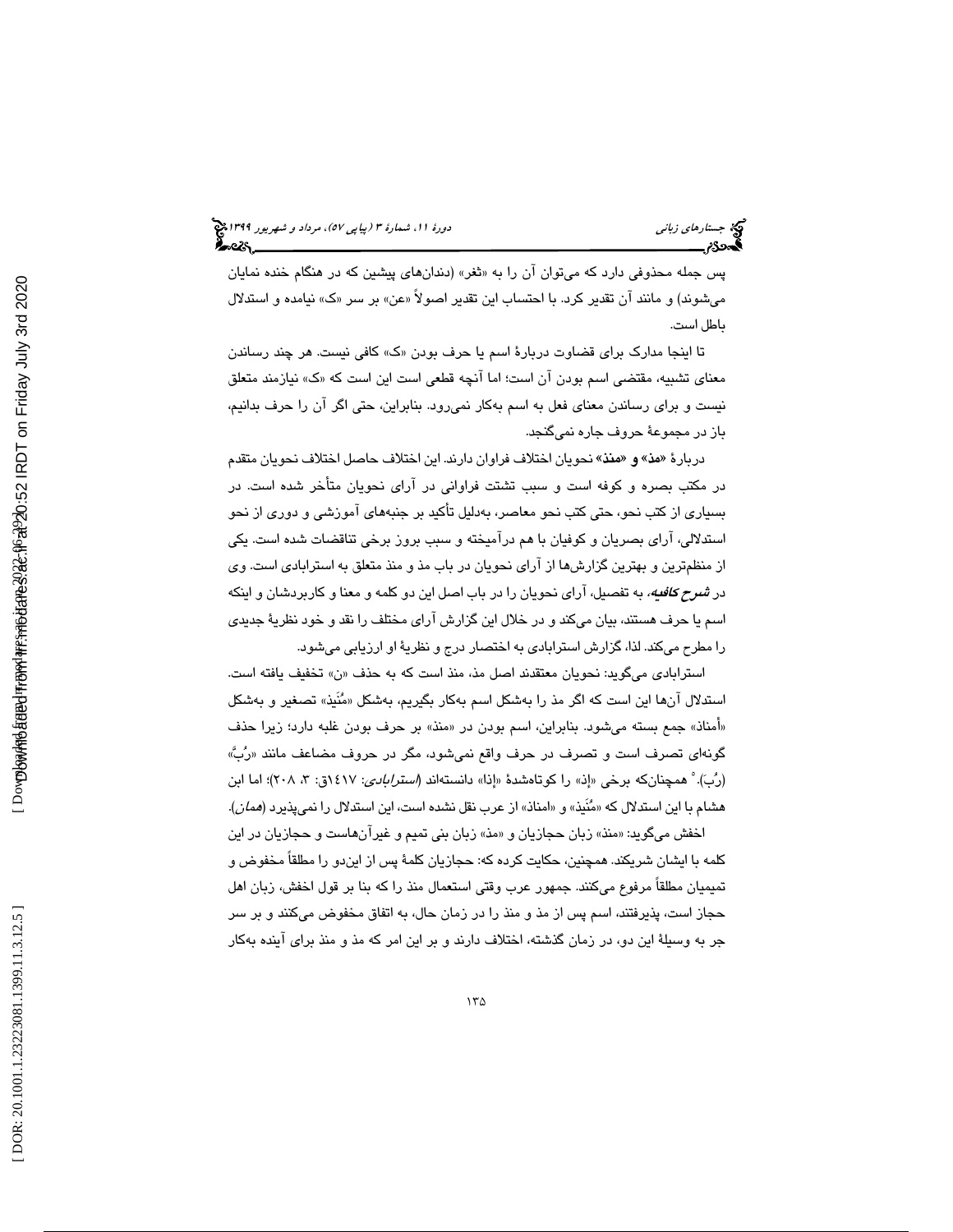پس جمله محذوفی دارد که می‌توان آن را به «ثغر» (دندان‌های پیشین که در هنگام خنده نمایان می‌شوند) و مانند آن تقدیر کرد. با احتساب این تقدیر اصولاً «عن» بر سر «ک» نیامده و استدلال باطل است.

تا اینجا مدارک برای قضاوت دربارهٔ اسم یا حرف بودن «ک» کافی نیست. هر چند رساندن معنای تشبیه، مقتضی اسم بودن آن است؛ اما آنچه قطعی است این است که «ک» نیازمند متعلق نیست و برای رساندن معنای فعل به اسم به‌کار نمی‌رود. بنابراین، حتی اگر آن را حرف بدانیم، باز در مجموعهٔ حروف جاره نمی‌گنجد.

دربارهٔ **«مذ» و «منذ»** نحویان اختلاف فراوان دارند. این اختلاف حاصل اختلاف نحویان متقدم در مکتب بصره و کوفه است و سبب تشتت فراوانی در آرای نحویان متأخر شده است. در بسیاری از کتب نحو، حتی کتب نحو معاصر، به‌دلیل تأکید بر جنبه‌های آموزشی و دوری از نحو استدلالی، آرای بصریان و کوفیان با هم درآمیخته و سبب بروز برخی تناقضات شده است. یکی از منظم‌ترین و بهترین گزارش‌ها از آرای نحویان در باب مذ و منذ متعلق به استرابادی است. وی در ***شرح کافیه***، به تفصیل، آرای نحویان را در باب اصل این دو کلمه و معنا و کاربردشان و اینکه اسم یا حرف هستند، بیان می‌کند و در خلال این گزارش آرای مختلف را نقد و خود نظریهٔ جدیدی را مطرح می‌کند. لذا، گزارش استرابادی به اختصار درج و نظریهٔ او ارزیابی می‌شود.

استرابادی می‌گوید: نحویان معتقدند اصل مذ، منذ است که به حذف «ن» تخفیف یافته است. استدلال آن‌ها این است که اگر مذ را به‌شکل اسم به‌کار بگیریم، به‌شکل «مُنَیذ» تصغیر و به‌شکل «أمناذ» جمع بسته می‌شود. بنابراین، اسم بودن در «منذ» بر حرف بودن غلبه دارد؛ زیرا حذف گونه‌ای تصرف است و تصرف در حرف واقع نمی‌شود، مگر در حروف مضاعف مانند «رُبَّ» (رُبَ).[5] همچنان‌که برخی «إذ» را کوتاه‌شدهٔ «إذا» دانسته‌اند (*استرابادی:* ۱٤۱۷ق: ۳، ۲۰۸)؛ اما ابن هشام با این استدلال که «مُنَیذ» و «امناذ» از عرب نقل نشده است، این استدلال را نمی‌پذیرد (*همان*).

اخفش می‌گوید: «منذ» زبان حجازیان و «مذ» زبان بنی تمیم و غیرآن‌هاست و حجازیان در این کلمه با ایشان شریکند. همچنین، حکایت کرده که: حجازیان کلمهٔ پس از این‌دو را مطلقاً مخفوض و تمیمیان مطلقاً مرفوع می‌کنند. جمهور عرب وقتی استعمال منذ را که بنا بر قول اخفش، زبان اهل حجاز است، پذیرفتند، اسم پس از مذ و منذ را در زمان حال، به اتفاق مخفوض می‌کنند و بر سر جر به وسیلهٔ این دو، در زمان گذشته، اختلاف دارند و بر این امر که مذ و منذ برای آینده به‌کار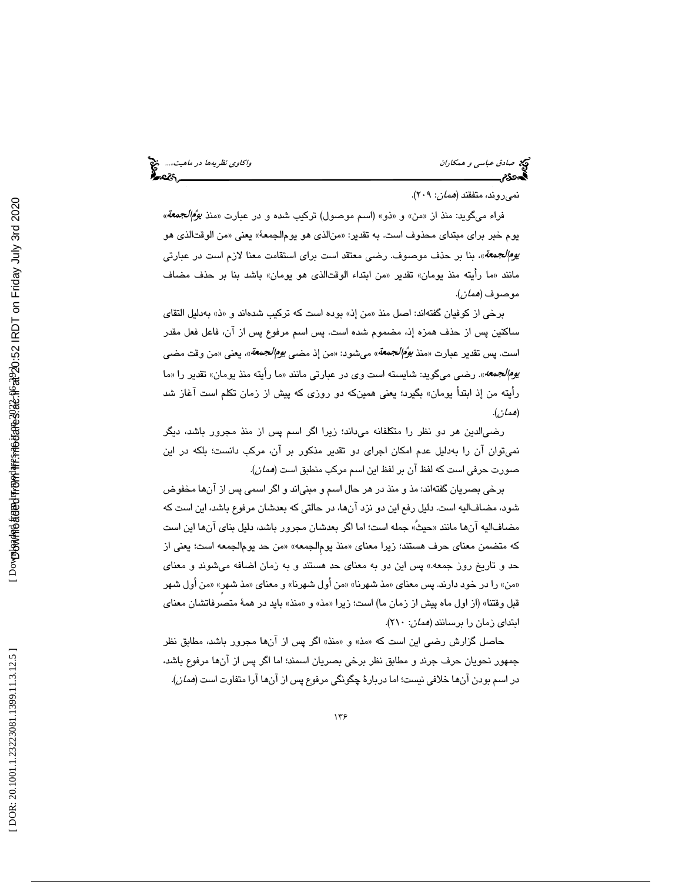نمی‌روند، متفقند (*همان*: ۲۰۹).

فراء می‌گوید: منذ از «من» و «ذو» (اسم موصول) ترکیب شده و در عبارت «منذ *یومُ‌الجمعة*» یوم خبر برای مبتدای محذوف است. به تقدیر: «من‌الذی هو یوم‌الجمعة» یعنی «من الوقت‌الذی هو *یوم‌الجمعة*»، بنا بر حذف موصوف. رضی معتقد است برای استقامت معنا لازم است در عبارتی مانند «ما رأیته منذ یومان» تقدیر «من ابتداء الوقت‌الذی هو یومان» باشد بنا بر حذف مضاف موصوف (*همان*).

برخی از کوفیان گفته‌اند: اصل منذ «من إذ» بوده است که ترکیب شده‌اند و «ذ» به‌دلیل التقای ساکنین پس از حذف همزه إذ، مضموم شده است. پس اسم مرفوع پس از آن، فاعل فعل مقدر است. پس تقدیر عبارت «منذ *یومُ‌الجمعة*» می‌شود: «من إذ مضی *یوم‌الجمعة*»، یعنی «من وقت مضی *یوم‌الجمعه*». رضی می‌گوید: شایسته است وی در عبارتی مانند «ما رأیته منذ یومان» تقدیر را «ما رأیته من إذ ابتدأ یومان» بگیرد؛ یعنی همین‌که دو روزی که پیش از زمان تکلم است آغاز شد (*همان*).

رضی‌الدین هر دو نظر را متکلفانه می‌داند؛ زیرا اگر اسم پس از منذ مجرور باشد، دیگر نمی‌توان آن را به‌دلیل عدم امکان اجرای دو تقدیر مذکور بر آن، مرکب دانست؛ بلکه در این صورت حرفی است که لفظ آن بر لفظ این اسم مرکب منطبق است (*همان*).

برخی بصریان گفته‌اند: مذ و منذ در هر حال اسم و مبنی‌اند و اگر اسمی پس از آن‌ها مخفوض شود، مضاف‌الیه است. دلیل رفع این دو نزد آن‌ها، در حالتی که بعدشان مرفوع باشد، این است که مضاف‌الیه آن‌ها مانند «حیثُ» جمله است؛ اما اگر بعدشان مجرور باشد، دلیل بنای آن‌ها این است که متضمن معنای حرف هستند؛ زیرا معنای «منذ یومِ‌الجمعه» «من حد یوم‌الجمعه» است؛ یعنی از حد و تاریخ روز جمعه.» پس این دو به معنای حد هستند و به زمان اضافه می‌شوند و معنای «من» را در خود دارند. پس معنای «مذ شهرنا» «من أول شهرنا» و معنای «مذ شهرٍ» «من أول شهر قبل وقتنا» (از اول ماه پیش از زمان ما) است؛ زیرا «مذ» و «منذ» باید در همهٔ متصرفاتشان معنای ابتدای زمان را برسانند (*همان*: ۲۱۰).

حاصل گزارش رضی این است که «مذ» و «منذ» اگر پس از آن‌ها مجرور باشد، مطابق نظر جمهور نحویان حرف جرند و مطابق نظر برخی بصریان اسمند؛ اما اگر پس از آن‌ها مرفوع باشد، در اسم بودن آن‌ها خلافی نیست؛ اما دربارهٔ چگونگی مرفوع پس از آن‌ها آرا متفاوت است (*همان*).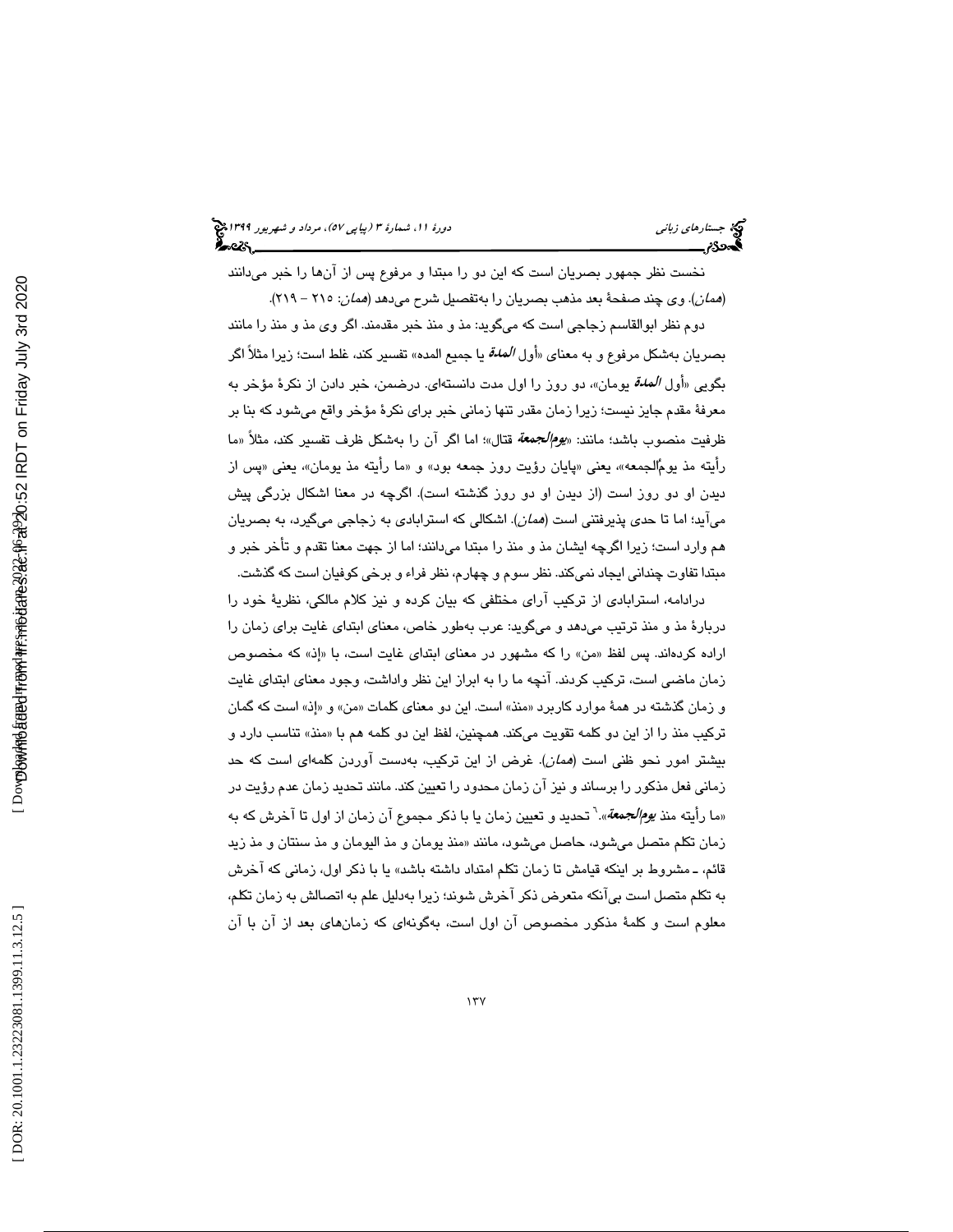نخست نظر جمهور بصریان است که این دو را مبتدا و مرفوع پس از آن‌ها را خبر می‌دانند (*همان*). وی چند صفحهٔ بعد مذهب بصریان را به‌تفصیل شرح می‌دهد (*همان*: ۲۱۵ – ۲۱۹).

دوم نظر ابوالقاسم زجاجی است که می‌گوید: مذ و منذ خبر مقدمند. اگر وی مذ و منذ را مانند بصریان به‌شکل مرفوع و به معنای «أول *المدة* یا جمیع المده» تفسیر کند، غلط است؛ زیرا مثلاً اگر بگویی «أول *المدة* یومان»، دو روز را اول مدت دانسته‌ای. درضمن، خبر دادن از نکرهٔ مؤخر به معرفهٔ مقدم جایز نیست؛ زیرا زمان مقدر تنها زمانی خبر برای نکرهٔ مؤخر واقع می‌شود که بنا بر ظرفیت منصوب باشد؛ مانند: «*یوم‌الجمعة* قتال»؛ اما اگر آن را به‌شکل ظرف تفسیر کند، مثلاً «ما رأیته مذ یومُ‌الجمعه»، یعنی «پایان رؤیت روز جمعه بود» و «ما رأیته مذ یومان»، یعنی «پس از دیدن او دو روز است (از دیدن او دو روز گذشته است). اگرچه در معنا اشکال بزرگی پیش می‌آید؛ اما تا حدی پذیرفتنی است (*همان*). اشکالی که استرابادی به زجاجی می‌گیرد، به بصریان هم وارد است؛ زیرا اگرچه ایشان مذ و منذ را مبتدا می‌دانند؛ اما از جهت معنا تقدم و تأخر خبر و مبتدا تفاوت چندانی ایجاد نمی‌کند. نظر سوم و چهارم، نظر فراء و برخی کوفیان است که گذشت.

درادامه، استرابادی از ترکیب آرای مختلفی که بیان کرده و نیز کلام مالکی، نظریهٔ خود را دربارهٔ مذ و منذ ترتیب می‌دهد و می‌گوید: عرب به‌طور خاص، معنای ابتدای غایت برای زمان را اراده کرده‌اند. پس لفظ «من» را که مشهور در معنای ابتدای غایت است، با «إذ» که مخصوص زمان ماضی است، ترکیب کردند. آنچه ما را به ابراز این نظر واداشت، وجود معنای ابتدای غایت و زمان گذشته در همهٔ موارد کاربرد «منذ» است. این دو معنای کلمات «من» و «إذ» است که گمان ترکیب منذ را از این دو کلمه تقویت می‌کند. همچنین، لفظ این دو کلمه هم با «منذ» تناسب دارد و بیشتر امور نحو ظنی است (*همان*). غرض از این ترکیب، به‌دست آوردن کلمه‌ای است که حد زمانی فعل مذکور را برساند و نیز آن زمان محدود را تعیین کند. مانند تحدید زمان عدم رؤیت در «ما رأیته منذ *یوم‌الجمعة*».[۶] تحدید و تعیین زمان یا با ذکر مجموع آن زمان از اول تا آخرش که به زمان تکلم متصل می‌شود، حاصل می‌شود، مانند «منذ یومان و مذ الیومان و مذ سنتان و مذ زید قائم، ـ مشروط بر اینکه قیامش تا زمان تکلم امتداد داشته باشد» یا با ذکر اول، زمانی که آخرش به تکلم متصل است بی‌آنکه متعرض ذکر آخرش شوند؛ زیرا به‌دلیل علم به اتصالش به زمان تکلم، معلوم است و کلمهٔ مذکور مخصوص آن اول است، به‌گونه‌ای که زمان‌های بعد از آن با آن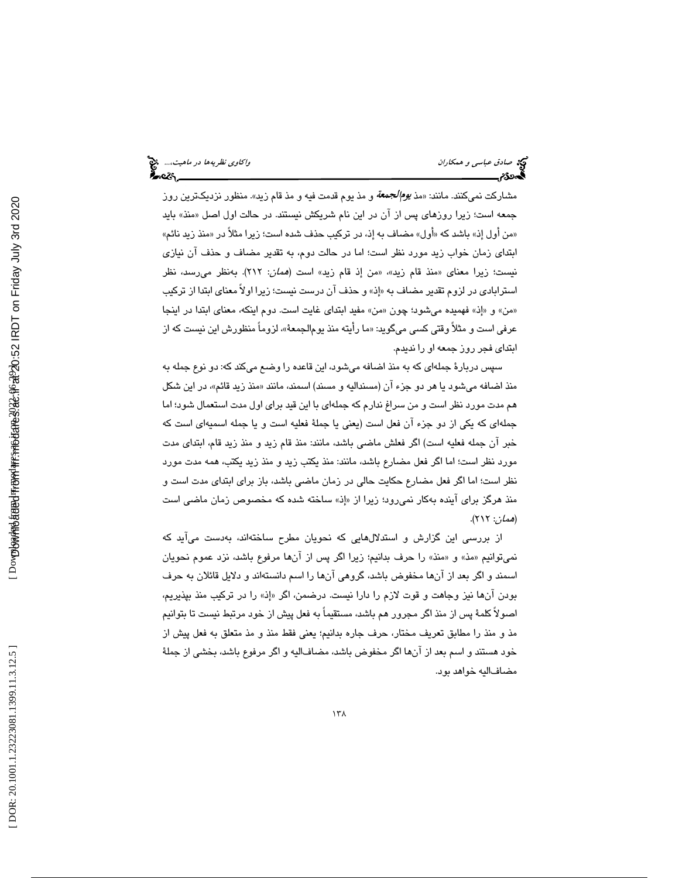مشارکت نمی‌کنند. مانند: «مذ **یوم‌الجمعة** و مذ یوم قدمت فیه و مذ قام زید». منظور نزدیک‌ترین روز جمعه است؛ زیرا روزهای پس از آن در این نام شریکش نیستند. در حالت اول اصل «منذ» باید «من أول إذ» باشد که «أول» مضاف به إذ، در ترکیب حذف شده است؛ زیرا مثلاً در «منذ زید نائم» ابتدای زمان خواب زید مورد نظر است؛ اما در حالت دوم، به تقدیر مضاف و حذف آن نیازی نیست؛ زیرا معنای «منذ قام زید»، «من إذ قام زید» است (*همان*: ۲۱۲). به‌نظر می‌رسد، نظر استرابادی در لزوم تقدیر مضاف به «إذ» و حذف آن درست نیست؛ زیرا اولاً معنای ابتدا از ترکیب «من» و «إذ» فهمیده می‌شود؛ چون «من» مفید ابتدای غایت است. دوم اینکه، معنای ابتدا در اینجا عرفی است و مثلاً وقتی کسی می‌گوید: «ما رأیته منذ یوم‌الجمعة»، لزوماً منظورش این نیست که از ابتدای فجر روز جمعه او را ندیدم.

سپس دربارهٔ جمله‌ای که به منذ اضافه می‌شود، این قاعده را وضع می‌کند که: دو نوع جمله به منذ اضافه می‌شود یا هر دو جزء آن (مسندالیه و مسند) اسمند، مانند «منذ زید قائم»، در این شکل هم مدت مورد نظر است و من سراغ ندارم که جمله‌ای با این قید برای اول مدت استعمال شود؛ اما جمله‌ای که یکی از دو جزء آن فعل است (یعنی یا جملهٔ فعلیه است و یا جمله اسمیه‌ای است که خبر آن جمله فعلیه است) اگر فعلش ماضی باشد، مانند: منذ قام زید و منذ زید قام، ابتدای مدت مورد نظر است؛ اما اگر فعل مضارع باشد، مانند: منذ یکتب زید و منذ زید یکتب، همه مدت مورد نظر است؛ اما اگر فعل مضارع حکایت حالی در زمان ماضی باشد، باز برای ابتدای مدت است و منذ هرگز برای آینده به‌کار نمی‌رود؛ زیرا از «إذ» ساخته شده که مخصوص زمان ماضی است (*همان*: ۲۱۲).

از بررسی این گزارش و استدلال‌هایی که نحویان مطرح ساخته‌اند، به‌دست می‌آید که نمی‌توانیم «مذ» و «منذ» را حرف بدانیم؛ زیرا اگر پس از آن‌ها مرفوع باشد، نزد عموم نحویان اسمند و اگر بعد از آن‌ها مخفوض باشد، گروهی آن‌ها را اسم دانسته‌اند و دلایل قائلان به حرف بودن آن‌ها نیز وجاهت و قوت لازم را دارا نیست. درضمن، اگر «إذ» را در ترکیب منذ بپذیریم، اصولاً کلمهٔ پس از منذ اگر مجرور هم باشد، مستقیماً به فعل پیش از خود مرتبط نیست تا بتوانیم مذ و منذ را مطابق تعریف مختار، حرف جاره بدانیم؛ یعنی فقط منذ و مذ متعلق به فعل پیش از خود هستند و اسم بعد از آن‌ها اگر مخفوض باشد، مضاف‌الیه و اگر مرفوع باشد، بخشی از جملهٔ مضاف‌الیه خواهد بود.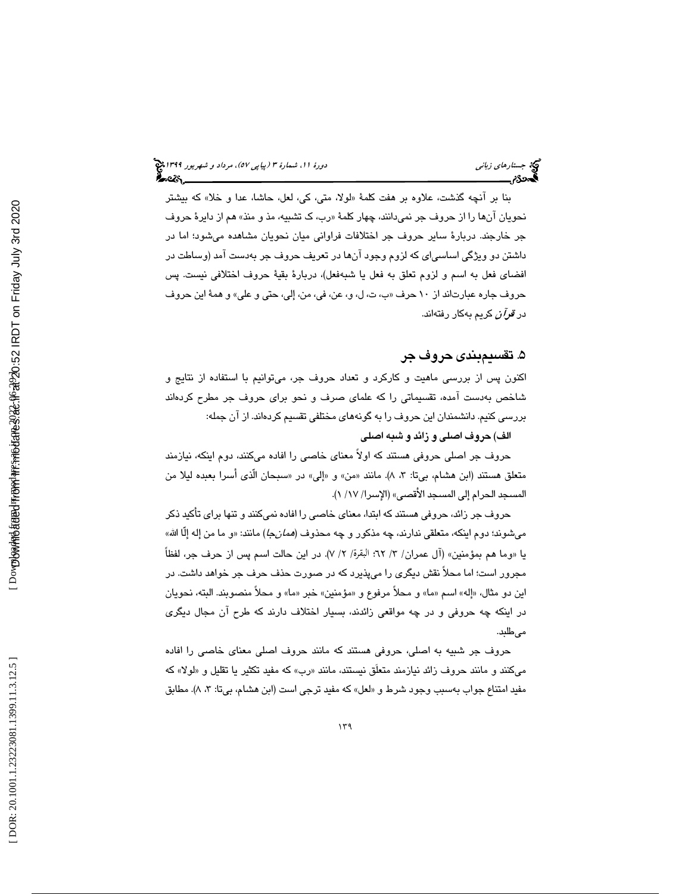بنا بر آنچه گذشت، علاوه بر هفت کلمهٔ «لولا، متی، کی، لعل، حاشا، عدا و خلا» که بیشتر نحویان آن‌ها را از حروف جر نمی‌دانند، چهار کلمهٔ «رب، ک تشبیه، مذ و منذ» هم از دایرهٔ حروف جر خارجند. دربارهٔ سایر حروف جر اختلافات فراوانی میان نحویان مشاهده می‌شود؛ اما در داشتن دو ویژگی اساسی‌ای که لزوم وجود آن‌ها در تعریف حروف جر به‌دست آمد (وساطت در افضای فعل به اسم و لزوم تعلق به فعل یا شبه‌فعل)، دربارهٔ بقیهٔ حروف اختلافی نیست. پس حروف جاره عبارت‌اند از ۱۰ حرف «ب، ت، ل، و، عن، فی، من، إلی، حتی و علی» و همهٔ این حروف در *قرآن* کریم به‌کار رفته‌اند.

## ۵. تقسیم‌بندی حروف جر

اکنون پس از بررسی ماهیت و کارکرد و تعداد حروف جر، می‌توانیم با استفاده از نتایج و شاخص به‌دست آمده، تقسیماتی را که علمای صرف و نحو برای حروف جر مطرح کرده‌اند بررسی کنیم. دانشمندان این حروف را به گونه‌های مختلفی تقسیم کرده‌اند. از آن جمله:

**الف) حروف اصلی و زائد و شبه اصلی**

حروف جر اصلی حروفی هستند که اولاً معنای خاصی را افاده می‌کنند، دوم اینکه، نیازمند متعلق هستند (ابن هشام، بی‌تا: ۳، ۸). مانند «من» و «إلی» در «سبحان الّذی أسرا بعبده لیلا من المسجد الحرام إلی المسجد الأقصی» (الإسرا/ ۱۷/ ۱).

حروف جر زائد، حروفی هستند که ابتدا، معنای خاصی را افاده نمی‌کنند و تنها برای تأکید ذکر می‌شوند؛ دوم اینکه، متعلقی ندارند، چه مذکور و چه محذوف (*همان‌جا*) مانند: «و ما من إله إلّا الله» یا «وما هم بمؤمنین» (آل عمران/ ۳/ ٦٢؛ البقرة/ ۲/ ۷). در این حالت اسم پس از حرف جر، لفظاً مجرور است؛ اما محلاً نقش دیگری را می‌پذیرد که در صورت حذف حرف جر خواهد داشت. در این دو مثال، «إله» اسم «ما» و محلاً مرفوع و «مؤمنین» خبر «ما» و محلاً منصوبند. البته، نحویان در اینکه چه حروفی و در چه مواقعی زائدند، بسیار اختلاف دارند که طرح آن مجال دیگری می‌طلبد.

حروف جر شبیه به اصلی، حروفی هستند که مانند حروف اصلی معنای خاصی را افاده می‌کنند و مانند حروف زائد نیازمند متعلّق نیستند، مانند «رب» که مفید تکثیر یا تقلیل و «لولا» که مفید امتناع جواب به‌سبب وجود شرط و «لعل» که مفید ترجی است (ابن هشام، بی‌تا: ۳، ۸). مطابق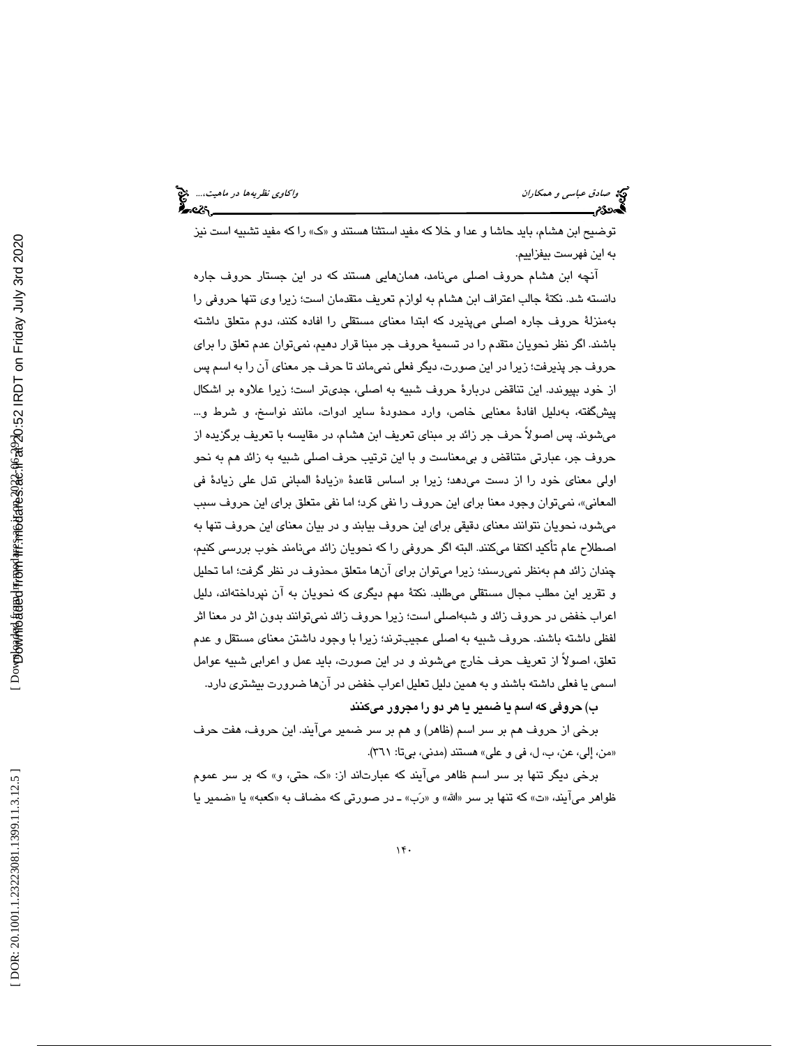توضیح ابن هشام، باید حاشا و عدا و خلا که مفید استثنا هستند و «ک» را که مفید تشبیه است نیز به این فهرست بیفزاییم.

آنچه ابن هشام حروف اصلی می‌نامد، همان‌هایی هستند که در این جستار حروف جاره دانسته شد. نکتهٔ جالب اعتراف ابن هشام به لوازم تعریف متقدمان است؛ زیرا وی تنها حروفی را به‌منزلهٔ حروف جاره اصلی می‌پذیرد که ابتدا معنای مستقلی را افاده کنند، دوم متعلق داشته باشند. اگر نظر نحویان متقدم را در تسمیهٔ حروف جر مبنا قرار دهیم، نمی‌توان عدم تعلق را برای حروف جر پذیرفت؛ زیرا در این صورت، دیگر فعلی نمی‌ماند تا حرف جر معنای آن را به اسم پس از خود بپیوندد. این تناقض دربارهٔ حروف شبیه به اصلی، جدی‌تر است؛ زیرا علاوه بر اشکال پیش‌گفته، به‌دلیل افادهٔ معنایی خاص، وارد محدودهٔ سایر ادوات، مانند نواسخ، و شرط و... می‌شوند. پس اصولاً حرف جر زائد بر مبنای تعریف ابن هشام، در مقایسه با تعریف برگزیده از حروف جر، عبارتی متناقض و بی‌معناست و با این ترتیب حرف اصلی شبیه به زائد هم به نحو اولی معنای خود را از دست می‌دهد؛ زیرا بر اساس قاعدهٔ «زیادهٔ المبانی تدل علی زیادهٔ فی المعانی»، نمی‌توان وجود معنا برای این حروف را نفی کرد؛ اما نفی متعلق برای این حروف سبب می‌شود، نحویان نتوانند معنای دقیقی برای این حروف بیابند و در بیان معنای این حروف تنها به اصطلاح عام تأکید اکتفا می‌کنند. البته اگر حروفی را که نحویان زائد می‌نامند خوب بررسی کنیم، چندان زائد هم به‌نظر نمی‌رسند؛ زیرا می‌توان برای آن‌ها متعلق محذوف در نظر گرفت؛ اما تحلیل و تقریر این مطلب مجال مستقلی می‌طلبد. نکتهٔ مهم دیگری که نحویان به آن نپرداخته‌اند، دلیل اعراب خفض در حروف زائد و شبه‌اصلی است؛ زیرا حروف زائد نمی‌توانند بدون اثر در معنا اثر لفظی داشته باشند. حروف شبیه به اصلی عجیب‌ترند؛ زیرا با وجود داشتن معنای مستقل و عدم تعلق، اصولاً از تعریف حرف خارج می‌شوند و در این صورت، باید عمل و اعرابی شبیه عوامل اسمی یا فعلی داشته باشند و به همین دلیل تعلیل اعراب خفض در آن‌ها ضرورت بیشتری دارد.

**ب) حروفی که اسم یا ضمیر یا هر دو را مجرور می‌کنند**

برخی از حروف هم بر سر اسم (ظاهر) و هم بر سر ضمیر می‌آیند. این حروف، هفت حرف «من، إلی، عن، ب، ل، فی و علی» هستند (مدنی، بی‌تا: ۳۶۱).

برخی دیگر تنها بر سر اسم ظاهر می‌آیند که عبارت‌اند از: «ک، حتی، و» که بر سر عموم ظواهر می‌آیند، «ت» که تنها بر سر «الله» و «رَب» ـ در صورتی که مضاف به «کعبه» یا «ضمیر یا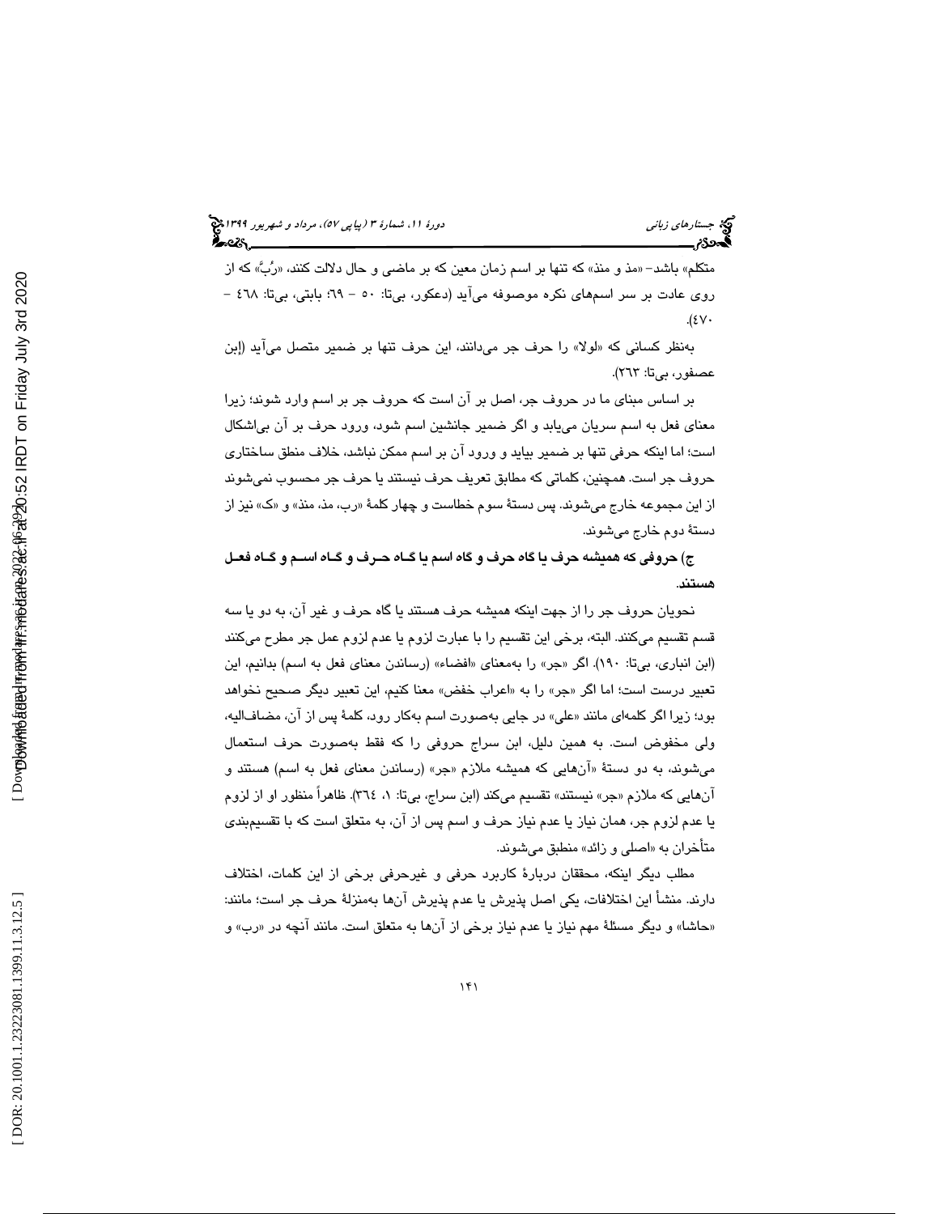متکلم» باشد- «مذ و منذ» که تنها بر اسم زمان معین که بر ماضی و حال دلالت کنند، «رُبَّ» که از روی عادت بر سر اسم‌های نکره موصوفه می‌آید (دعکور، بی‌تا: ٥٠ – ٦٩؛ بابتی، بی‌تا: ٤٦٨ – ٤٧٠).

به‌نظر کسانی که «لولا» را حرف جر می‌دانند، این حرف تنها بر ضمیر متصل می‌آید (ابن عصفور، بی‌تا: ٢٦٣).

بر اساس مبنای ما در حروف جر، اصل بر آن است که حروف جر بر اسم وارد شوند؛ زیرا معنای فعل به اسم سریان می‌یابد و اگر ضمیر جانشین اسم شود، ورود حرف بر آن بی‌اشکال است؛ اما اینکه حرفی تنها بر ضمیر بیاید و ورود آن بر اسم ممکن نباشد، خلاف منطق ساختاری حروف جر است. همچنین، کلماتی که مطابق تعریف حرف نیستند یا حرف جر محسوب نمی‌شوند از این مجموعه خارج می‌شوند. پس دستهٔ سوم خطاست و چهار کلمهٔ «رب، مذ، منذ» و «ک» نیز از دستهٔ دوم خارج می‌شوند.

**ج) حروفی که همیشه حرف یا گاه حرف و گاه اسم یا گاه حرف و گاه اسم و گاه فعل هستند.**

نحویان حروف جر را از جهت اینکه همیشه حرف هستند یا گاه حرف و غیر آن، به دو یا سه قسم تقسیم می‌کنند. البته، برخی این تقسیم را با عبارت لزوم یا عدم لزوم عمل جر مطرح می‌کنند (ابن انباری، بی‌تا: ١٩٠). اگر «جر» را به‌معنای «افضاء» (رساندن معنای فعل به اسم) بدانیم، این تعبیر درست است؛ اما اگر «جر» را به «اعراب خفض» معنا کنیم، این تعبیر دیگر صحیح نخواهد بود؛ زیرا اگر کلمه‌ای مانند «علی» در جایی به‌صورت اسم به‌کار رود، کلمهٔ پس از آن، مضاف‌الیه، ولی مخفوض است. به همین دلیل، ابن سراج حروفی را که فقط به‌صورت حرف استعمال می‌شوند، به دو دستهٔ «آن‌هایی که همیشه ملازم «جر» (رساندن معنای فعل به اسم) هستند و آن‌هایی که ملازم «جر» نیستند» تقسیم می‌کند (ابن سراج، بی‌تا: ١، ٣٦٤). ظاهراً منظور او از لزوم یا عدم لزوم جر، همان نیاز یا عدم نیاز حرف و اسم پس از آن، به متعلق است که با تقسیم‌بندی متأخران به «اصلی و زائد» منطبق می‌شوند.

مطلب دیگر اینکه، محققان دربارهٔ کاربرد حرفی و غیرحرفی برخی از این کلمات، اختلاف دارند. منشأ این اختلافات، یکی اصل پذیرش یا عدم پذیرش آن‌ها به‌منزلهٔ حرف جر است؛ مانند: «حاشا» و دیگر مسئلهٔ مهم نیاز یا عدم نیاز برخی از آن‌ها به متعلق است. مانند آنچه در «رب» و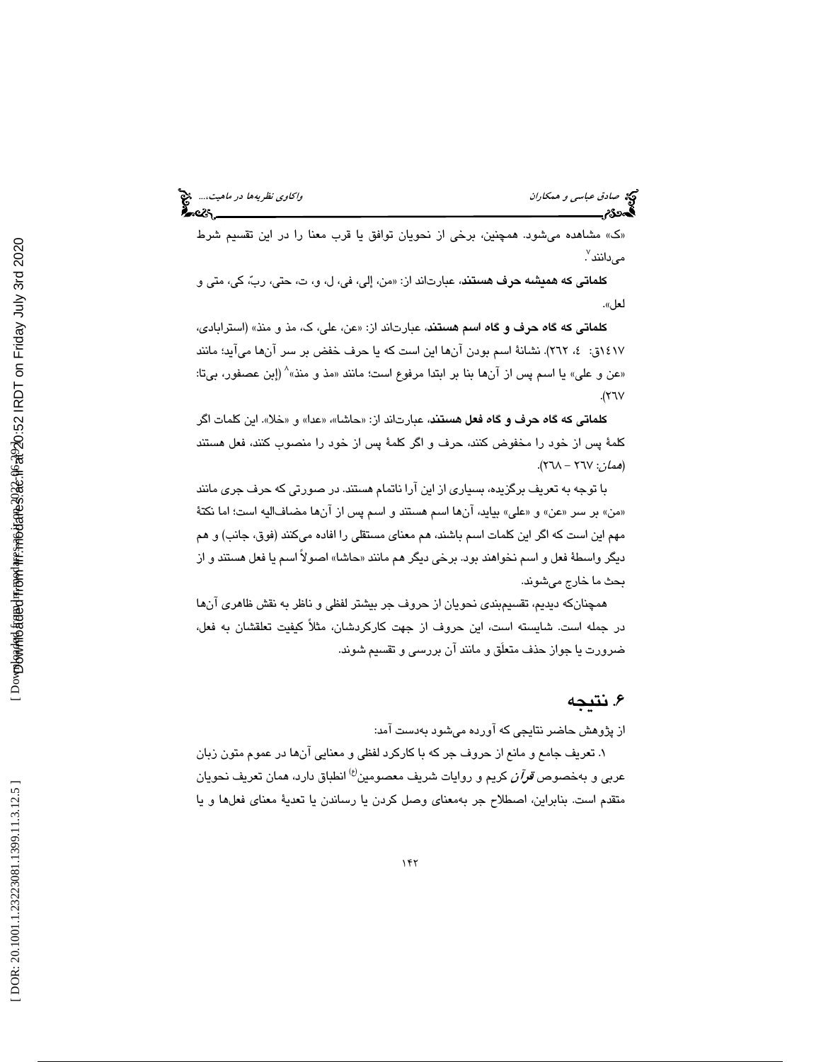«ک» مشاهده می‌شود. همچنین، برخی از نحویان توافق یا قرب معنا را در این تقسیم شرط می‌دانند[7].

**کلماتی که همیشه حرف هستند**، عبارت‌اند از: «من، إلی، فی، ل، و، ت، حتی، ربّ، کی، متی و لعل».

**کلماتی که گاه حرف و گاه اسم هستند**، عبارت‌اند از: «عن، علی، ک، مذ و منذ» (استرابادی، ١٤١٧ق: ٤، ٢٦٢). نشانهٔ اسم بودن آن‌ها این است که یا حرف خفض بر سر آن‌ها می‌آید؛ مانند «عن و علی» یا اسم پس از آن‌ها بنا بر ابتدا مرفوع است؛ مانند «مذ و منذ»[8] (إبن عصفور، بی‌تا: ٢٦٧).

**کلماتی که گاه حرف و گاه فعل هستند**، عبارت‌اند از: «حاشا»، «عدا» و «خلا». این کلمات اگر کلمهٔ پس از خود را مخفوض کنند، حرف و اگر کلمهٔ پس از خود را منصوب کنند، فعل هستند (*همان*: ٢٦٧ – ٢٦٨).

با توجه به تعریف برگزیده، بسیاری از این آرا ناتمام هستند. در صورتی که حرف جری مانند «من» بر سر «عن» و «علی» بیاید، آن‌ها اسم هستند و اسم پس از آن‌ها مضاف‌الیه است؛ اما نکتهٔ مهم این است که اگر این کلمات اسم باشند، هم معنای مستقلی را افاده می‌کنند (فوق، جانب) و هم دیگر واسطهٔ فعل و اسم نخواهند بود. برخی دیگر هم مانند «حاشا» اصولاً اسم یا فعل هستند و از بحث ما خارج می‌شوند.

همچنان‌که دیدیم، تقسیم‌بندی نحویان از حروف جر بیشتر لفظی و ناظر به نقش ظاهری آن‌ها در جمله است. شایسته است، این حروف از جهت کارکردشان، مثلاً کیفیت تعلقشان به فعل، ضرورت یا جواز حذف متعلَق و مانند آن بررسی و تقسیم شوند.

## ۶. نتیجه

از پژوهش حاضر نتایجی که آورده می‌شود به‌دست آمد:

۱. تعریف جامع و مانع از حروف جر که با کارکرد لفظی و معنایی آن‌ها در عموم متون زبان عربی و به‌خصوص *قرآن* کریم و روایات شریف معصومین(ع) انطباق دارد، همان تعریف نحویان متقدم است. بنابراین، اصطلاح جر به‌معنای وصل کردن یا رساندن یا تعدیهٔ معنای فعل‌ها و یا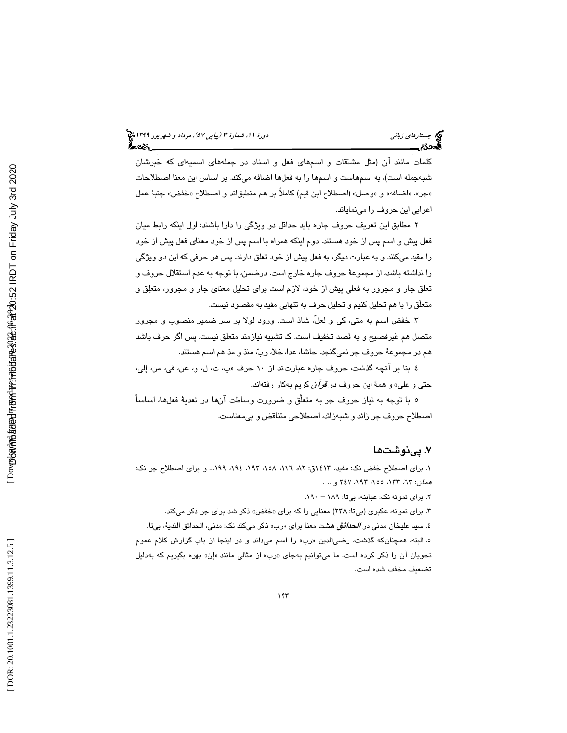کلمات مانند آن (مثل مشتقات و اسم‌های فعل و اسناد در جمله‌های اسمیه‌ای که خبرشان شبه‌جمله است)، به اسم‌هاست و اسم‌ها را به فعل‌ها اضافه می‌کند. بر اساس این معنا اصطلاحات «جر»، «اضافه» و «وصل» (اصطلاح ابن قیم) کاملاً بر هم منطبق‌اند و اصطلاح «خفض» جنبهٔ عمل اعرابی این حروف را می‌نمایاند.

۲. مطابق این تعریف حروف جاره باید حداقل دو ویژگی را دارا باشند: اول اینکه رابط میان فعل پیش و اسم پس از خود هستند. دوم اینکه همراه با اسم پس از خود معنای فعل پیش از خود را مقید می‌کنند و به عبارت دیگر، به فعل پیش از خود تعلق دارند. پس هر حرفی که این دو ویژگی را نداشته باشد، از مجموعهٔ حروف جاره خارج است. درضمن، با توجه به عدم استقلال حروف و تعلق جار و مجرور به فعلی پیش از خود، لازم است برای تحلیل معنای جار و مجرور، متعلِق و متعلَق را با هم تحلیل کنیم و تحلیل حرف به تنهایی مفید به مقصود نیست.

۳. خفض اسم به متی، کی و لعلّ، شاذ است. ورود لولا بر سر ضمیر منصوب و مجرور متصل هم غیرفصیح و به قصد تخفیف است. ک تشبیه نیازمند متعلق نیست. پس اگر حرف باشد هم در مجموعهٔ حروف جر نمی‌گنجد. حاشا، عدا، خلا، ربّ، منذ و مذ هم اسم هستند.

٤. بنا بر آنچه گذشت، حروف جاره عبارت‌اند از ۱۰ حرف «ب، ت، ل، و، عن، فی، من، إلی، حتی و علی» و همهٔ این حروف در *قرآن* کریم به‌کار رفته‌اند.

٥. با توجه به نیاز حروف جر به متعلَّق و ضرورت وساطت آن‌ها در تعدیهٔ فعل‌ها، اساساً اصطلاح حروف جر زائد و شبه‌زائد، اصطلاحی متناقض و بی‌معناست.

## ۷. پی‌نوشت‌ها

۱. برای اصطلاح خفض نک: مفید، ١٤١٣ق: ۸۲، ۱۱٦، ۱۵۸، ۱۹۳، ۱۹٤، ۱۹۹... و برای اصطلاح جر نک: *همان*: ٦۳، ۱۳۳، ۱۵۵، ۱۹۳، ۲٤۷ و ... .

۲. برای نمونه نک: عبابنه، بی‌تا: ۱۸۹ – ۱۹۰.

۳. برای نمونه، عکبری (بی‌تا: ۲۳۸) معنایی را که برای «خفض» ذکر شد برای جر ذکر می‌کند.

٤. سید علیخان مدنی در *الحدائق* هشت معنا برای «رب» ذکر می‌کند نک: مدنی، الحدائق الندیهٔ، بی‌تا.

٥. البته، همچنان‌که گذشت، رضی‌الدین «رب» را اسم می‌داند و در اینجا از باب گزارش کلام عموم نحویان آن را ذکر کرده است. ما می‌توانیم به‌جای «رب» از مثالی مانند «إن» بهره بگیریم که به‌دلیل تضعیف مخفف شده است.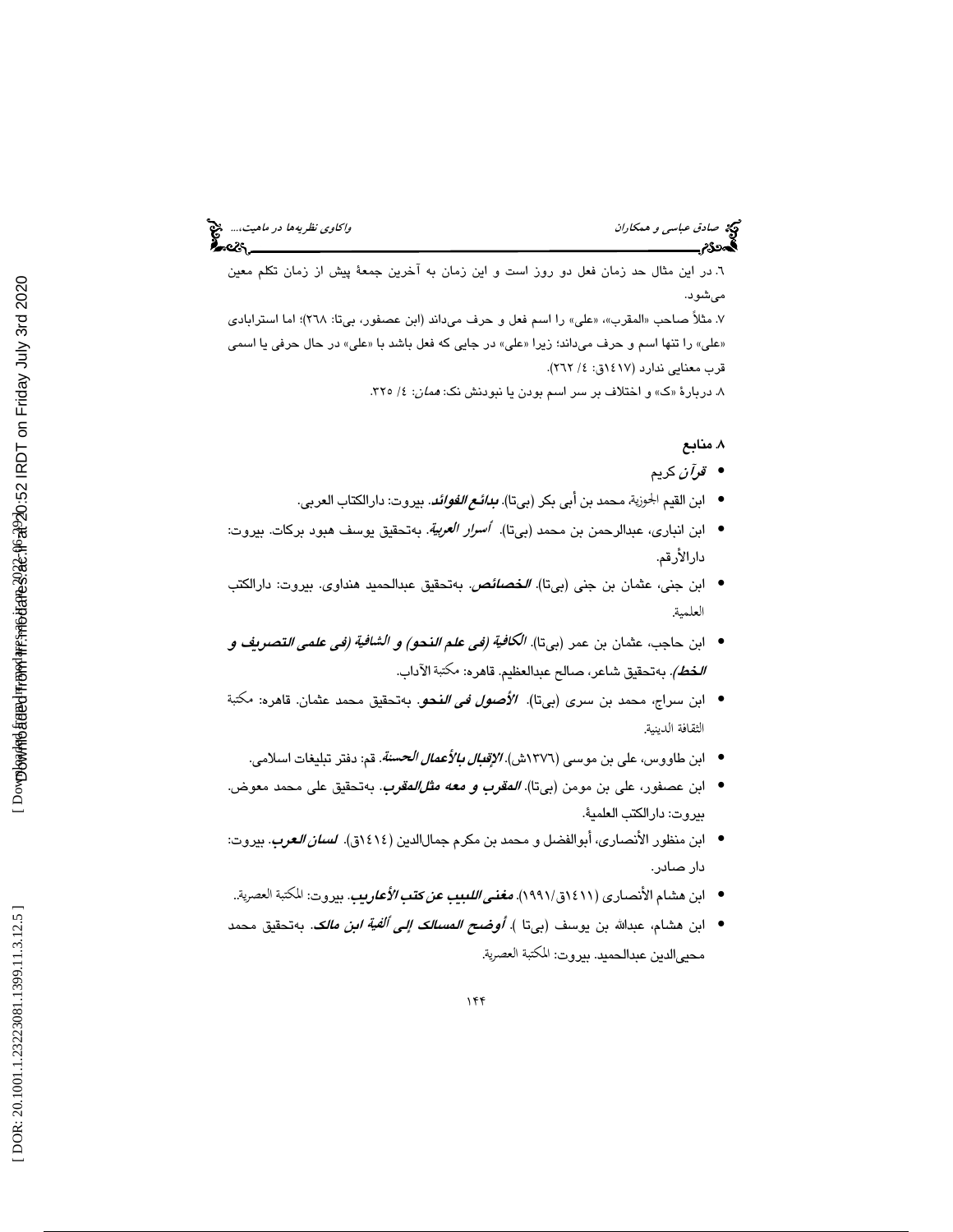٦. در این مثال حد زمان فعل دو روز است و این زمان به آخرین جمعهٔ پیش از زمان تکلم معین می‌شود.

٧. مثلاً صاحب «المقرب»، «علی» را اسم فعل و حرف می‌داند (ابن عصفور، بی‌تا: ٢٦٨)؛ اما استرابادی «علی» را تنها اسم و حرف می‌داند؛ زیرا «علی» در جایی که فعل باشد با «علی» در حال حرفی یا اسمی قرب معنایی ندارد (١٤١٧ق: ٤/ ٢٦٢).

٨. دربارهٔ «ک» و اختلاف بر سر اسم بودن یا نبودنش نک: *همان*: ٤/ ٣٢٥.

## ٨. منابع

- ***قرآن*** کریم
- ابن القیم الجوزیة، محمد بن أبی بکر (بی‌تا). ***بدائع الفوائد***. بیروت: دارالکتاب العربی.
- ابن انباری، عبدالرحمن بن محمد (بی‌تا). ***أسرار العربیة***. به‌تحقیق یوسف هبود برکات. بیروت: دارالأرقم.
- ابن جنی، عثمان بن جنی (بی‌تا). ***الخصائص***. به‌تحقیق عبدالحمید هنداوی. بیروت: دارالکتب العلمیة.
- ابن حاجب، عثمان بن عمر (بی‌تا). ***الکافیة (فی علم النحو) و الشافیة (فی علمی التصریف و الخط)***. به‌تحقیق شاعر، صالح عبدالعظیم. قاهره: مکتبة الآداب.
- ابن سراج، محمد بن سری (بی‌تا). ***الأصول فی النحو***. به‌تحقیق محمد عثمان. قاهره: مکتبة الثقافة الدینیة.
- ابن طاووس، علی بن موسی (١٣٧٦ش). ***الإقبال بالأعمال الحسنة***. قم: دفتر تبلیغات اسلامی.
- ابن عصفور، علی بن مومن (بی‌تا). ***المقرب و معه مثل‌المقرب***. به‌تحقیق علی محمد معوض. بیروت: دارالکتب العلمیة.
- ابن منظور الأنصاری، أبوالفضل و محمد بن مکرم جمال‌الدین (١٤١٤ق). ***لسان العرب***. بیروت: دار صادر.
- ابن هشام الأنصاری (١٤١١ق/١٩٩١). ***مغنی اللبیب عن کتب الأعاریب***. بیروت: المکتبة العصریة.
- ابن هشام، عبدالله بن یوسف (بی‌تا ). ***أوضح المسالک إلی ألفیة ابن مالک***. به‌تحقیق محمد محیی‌الدین عبدالحمید. بیروت: المکتبة العصریة.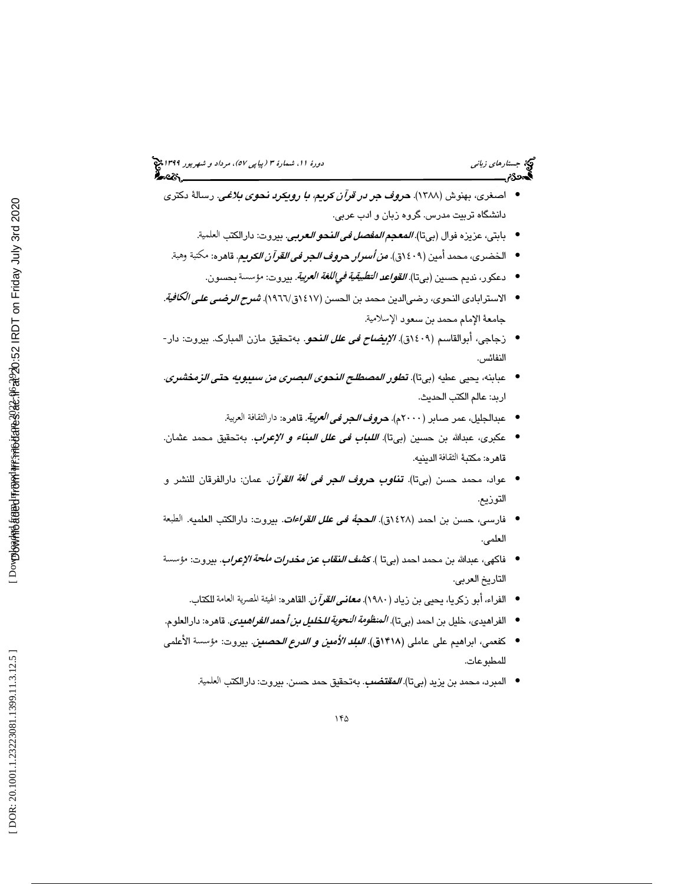- اصغری، بهنوش (۱۳۸۸). ***حروف جر در قرآن کریم، با رویکرد نحوی بلاغی***. رسالهٔ دکتری دانشگاه تربیت مدرس. گروه زبان و ادب عربی.
- بابتی، عزیزه فوال (بی‌تا). ***المعجم المفصل فی النحو العربی***. بیروت: دارالکتب العلمیة.
- الخضری، محمد أمین (۱٤۰۹ق). ***من أسرار حروف الجر فی القرآن الکریم***. قاهره: مکتبة وهبة.
- دعکور، ندیم حسین (بی‌تا). ***القواعد التطبیقیة فی اللغة العربیة***. بیروت: مؤسسة بحسون.
- الاسترابادی النحوی، رضی‌الدین محمد بن الحسن (۱٤۱۷ق/۱۹٦٦). ***شرح الرضی علی الکافیة***. جامعة الإمام محمد بن سعود الإسلامیة.
- زجاجی، أبوالقاسم (۱٤۰۹ق). ***الإیضاح فی علل النحو***. به‌تحقیق مازن المبارک. بیروت: دار-النفائس.
- عبابنه، یحیی عطیه (بی‌تا). ***تطور المصطلح النحوی البصری من سیبویه حتی الزمخشری***. اربد: عالم الکتب الحدیث.
- عبدالجلیل، عمر صابر (۲۰۰۰م). ***حروف الجر فی العربیة***. قاهره: دارالثقافة العربیة.
- عکبری، عبدالله بن حسین (بی‌تا). ***اللباب فی علل البناء و الإعراب***. به‌تحقیق محمد عثمان. قاهره: مکتبة الثقافة الدینیه.
- عواد، محمد حسن (بی‌تا). ***تناوب حروف الجر فی لغة القرآن***. عمان: دارالفرقان للنشر و التوزیع.
- فارسی، حسن بن احمد (۱٤۲۸ق). ***الحجة فی علل القراءات***. بیروت: دارالکتب العلمیه. الطبعة العلمی.
- فاکهی، عبدالله بن محمد احمد (بی‌تا ). ***کشف النقاب عن مخدرات ملحة الإعراب***. بیروت: مؤسسة التاریخ العربی.
- الفراء، أبو زکریا، یحیی بن زیاد (۱۹۸۰). ***معانی القرآن***. القاهره: الهیئة المصریة العامة للکتاب.
- الفراهیدی، خلیل بن احمد (بی‌تا). ***المنظومة النحویة للخلیل بن أحمد الفراهیدی***. قاهره: دارالعلوم.
- کفعمی، ابراهیم علی عاملی (۱۴۱۸ق). ***البلد الأمین و الدرع الحصین***. بیروت: مؤسسة الأعلمی للمطبوعات.
- المبرد، محمد بن یزید (بی‌تا). ***المقتضب***. به‌تحقیق حمد حسن. بیروت: دارالکتب العلمیة.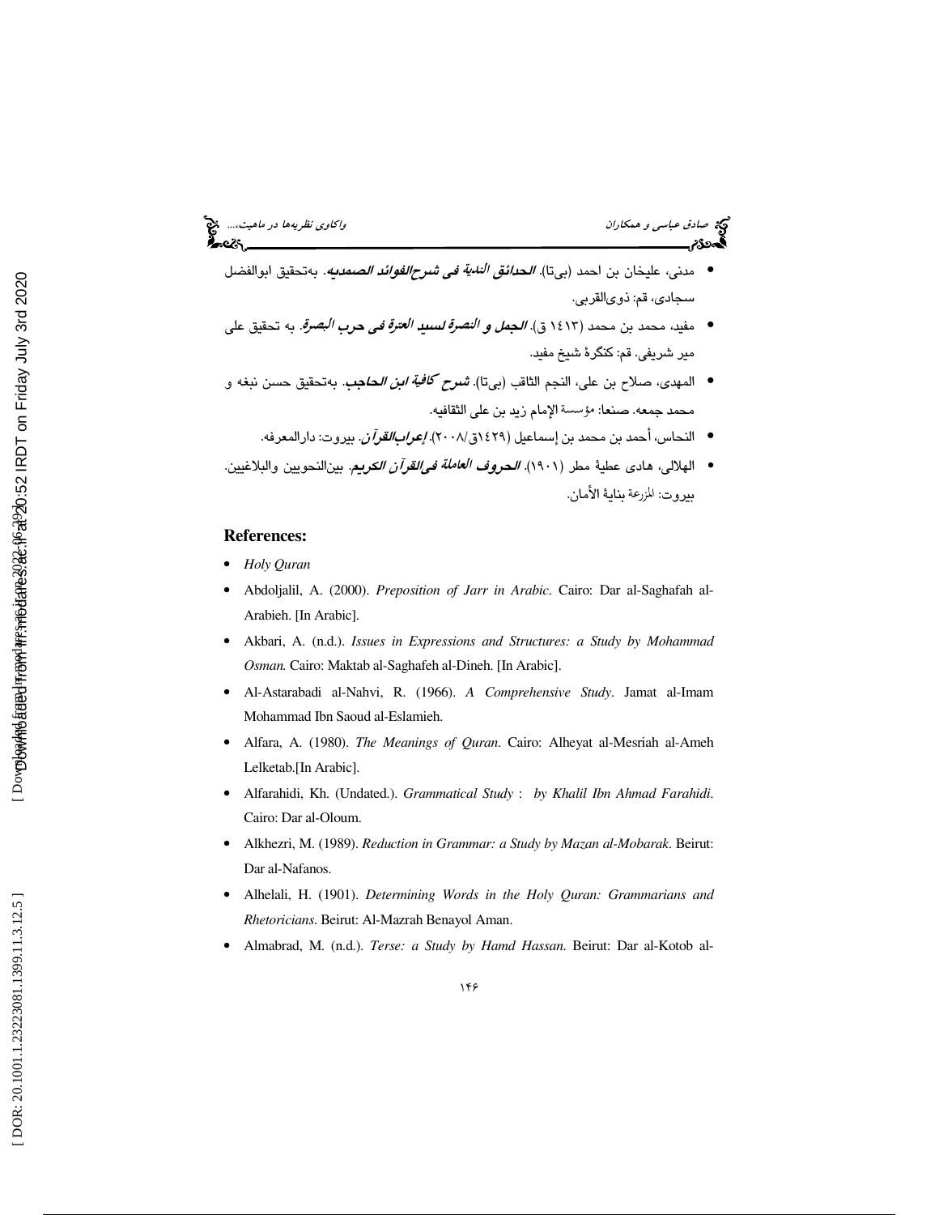- مدنی، علیخان بن احمد (بی‌تا). ***الحدائق الندیة فی شرح‌الفوائد الصمدیه***. به‌تحقیق ابوالفضل سجادی، قم: ذوی‌القربی.
- مفید، محمد بن محمد (١٤١٣ ق). ***الجمل و النصرة لسید العترة فی حرب البصرة***. به تحقیق علی میر شریفی. قم: کنگرهٔ شیخ مفید.
- المهدی، صلاح بن علی، النجم الثاقب (بی‌تا). ***شرح کافیة ابن الحاجب***. به‌تحقیق حسن نبغه و محمد جمعه. صنعا: مؤسسة الإمام زید بن علی الثقافیه.
- النحاس، أحمد بن محمد بن إسماعیل (١٤٢٩ق/٢٠٠٨). ***إعراب‌القرآن***. بیروت: دارالمعرفه.
- الهلالی، هادی عطیهٔ مطر (١٩٠١). ***الحروف العاملة فی‌القرآن الکریم***. بین‌النحویین والبلاغیین. بیروت: المزرعة بنایهٔ الأمان.

## References:

- *Holy Quran*
- Abdoljalil, A. (2000). *Preposition of Jarr in Arabic*. Cairo: Dar al-Saghafah al-Arabieh. [In Arabic].
- Akbari, A. (n.d.). *Issues in Expressions and Structures: a Study by Mohammad Osman.* Cairo: Maktab al-Saghafeh al-Dineh. [In Arabic].
- Al-Astarabadi al-Nahvi, R. (1966). *A Comprehensive Study*. Jamat al-Imam Mohammad Ibn Saoud al-Eslamieh.
- Alfara, A. (1980). *The Meanings of Quran*. Cairo: Alheyat al-Mesriah al-Ameh Lelketab.[In Arabic].
- Alfarahidi, Kh. (Undated.). *Grammatical Study : by Khalil Ibn Ahmad Farahidi*. Cairo: Dar al-Oloum.
- Alkhezri, M. (1989). *Reduction in Grammar: a Study by Mazan al-Mobarak*. Beirut: Dar al-Nafanos.
- Alhelali, H. (1901). *Determining Words in the Holy Quran: Grammarians and Rhetoricians*. Beirut: Al-Mazrah Benayol Aman.
- Almabrad, M. (n.d.). *Terse: a Study by Hamd Hassan.* Beirut: Dar al-Kotob al-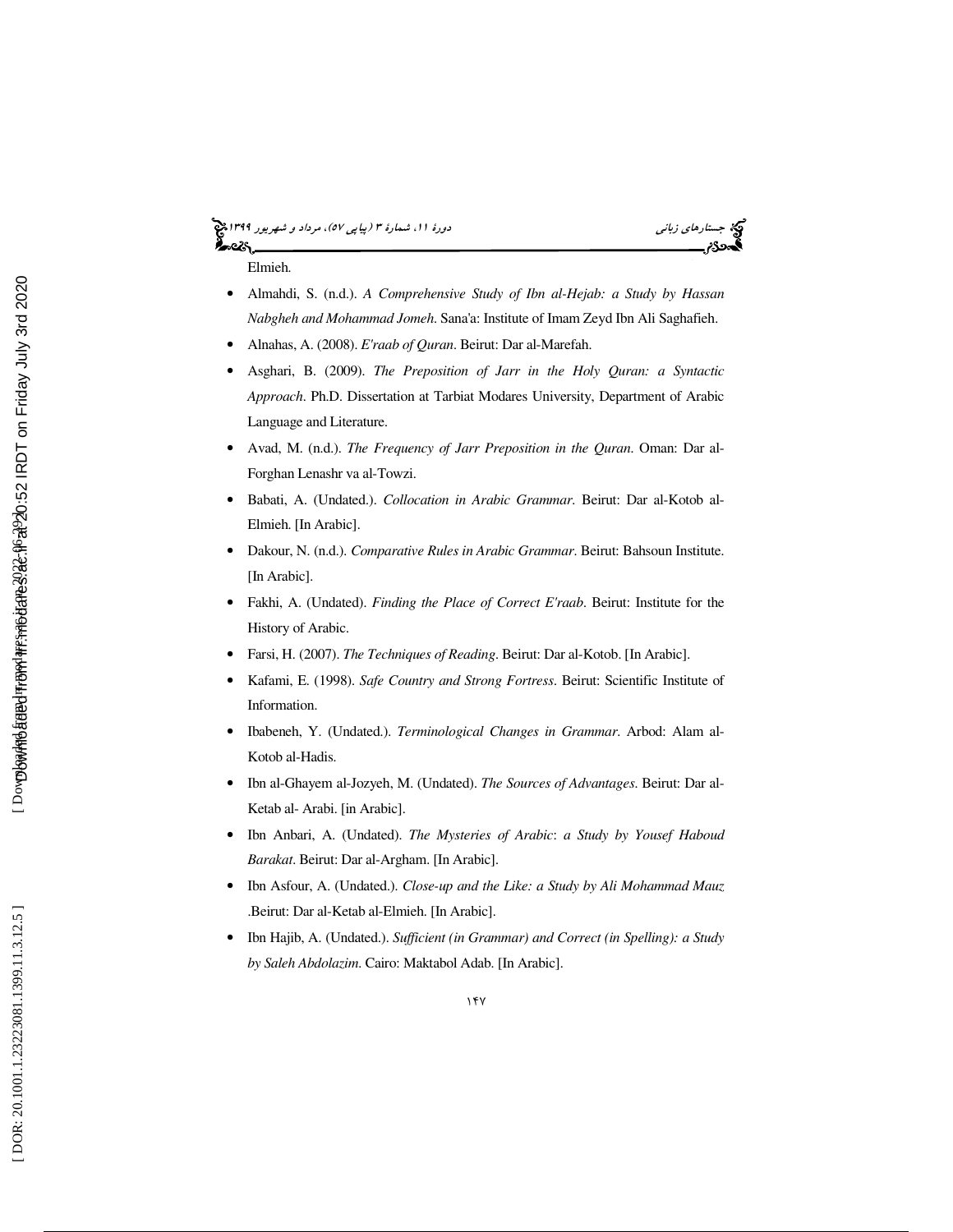Elmieh.

- Almahdi, S. (n.d.). *A Comprehensive Study of Ibn al-Hejab: a Study by Hassan Nabgheh and Mohammad Jomeh*. Sana'a: Institute of Imam Zeyd Ibn Ali Saghafieh.
- Alnahas, A. (2008). *E'raab of Quran*. Beirut: Dar al-Marefah.
- Asghari, B. (2009). *The Preposition of Jarr in the Holy Quran: a Syntactic Approach*. Ph.D. Dissertation at Tarbiat Modares University, Department of Arabic Language and Literature.
- Avad, M. (n.d.). *The Frequency of Jarr Preposition in the Quran*. Oman: Dar al-Forghan Lenashr va al-Towzi.
- Babati, A. (Undated.). *Collocation in Arabic Grammar*. Beirut: Dar al-Kotob al-Elmieh. [In Arabic].
- Dakour, N. (n.d.). *Comparative Rules in Arabic Grammar*. Beirut: Bahsoun Institute. [In Arabic].
- Fakhi, A. (Undated). *Finding the Place of Correct E'raab*. Beirut: Institute for the History of Arabic.
- Farsi, H. (2007). *The Techniques of Reading*. Beirut: Dar al-Kotob. [In Arabic].
- Kafami, E. (1998). *Safe Country and Strong Fortress*. Beirut: Scientific Institute of Information.
- Ibabeneh, Y. (Undated.). *Terminological Changes in Grammar*. Arbod: Alam al-Kotob al-Hadis.
- Ibn al-Ghayem al-Jozyeh, M. (Undated). *The Sources of Advantages*. Beirut: Dar al-Ketab al- Arabi. [in Arabic].
- Ibn Anbari, A. (Undated). *The Mysteries of Arabic: a Study by Yousef Haboud Barakat*. Beirut: Dar al-Argham. [In Arabic].
- Ibn Asfour, A. (Undated.). *Close-up and the Like: a Study by Ali Mohammad Mauz* .Beirut: Dar al-Ketab al-Elmieh. [In Arabic].
- Ibn Hajib, A. (Undated.). *Sufficient (in Grammar) and Correct (in Spelling): a Study by Saleh Abdolazim*. Cairo: Maktabol Adab. [In Arabic].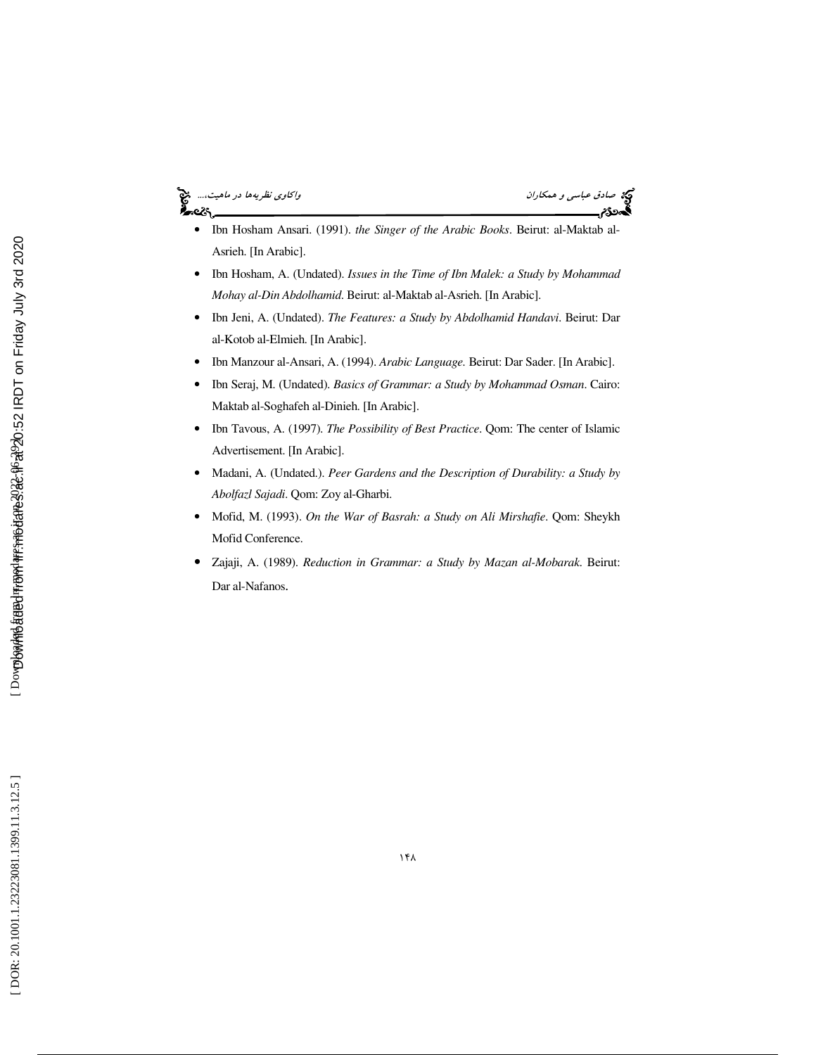- Ibn Hosham Ansari. (1991). *the Singer of the Arabic Books*. Beirut: al-Maktab al-Asrieh. [In Arabic].
- Ibn Hosham, A. (Undated). *Issues in the Time of Ibn Malek: a Study by Mohammad Mohay al-Din Abdolhamid*. Beirut: al-Maktab al-Asrieh. [In Arabic].
- Ibn Jeni, A. (Undated). *The Features: a Study by Abdolhamid Handavi*. Beirut: Dar al-Kotob al-Elmieh. [In Arabic].
- Ibn Manzour al-Ansari, A. (1994). *Arabic Language.* Beirut: Dar Sader. [In Arabic].
- Ibn Seraj, M. (Undated). *Basics of Grammar: a Study by Mohammad Osman*. Cairo: Maktab al-Soghafeh al-Dinieh. [In Arabic].
- Ibn Tavous, A. (1997). *The Possibility of Best Practice*. Qom: The center of Islamic Advertisement. [In Arabic].
- Madani, A. (Undated.). *Peer Gardens and the Description of Durability: a Study by Abolfazl Sajadi*. Qom: Zoy al-Gharbi.
- Mofid, M. (1993). *On the War of Basrah: a Study on Ali Mirshafie*. Qom: Sheykh Mofid Conference.
- Zajaji, A. (1989). *Reduction in Grammar: a Study by Mazan al-Mobarak*. Beirut: Dar al-Nafanos.